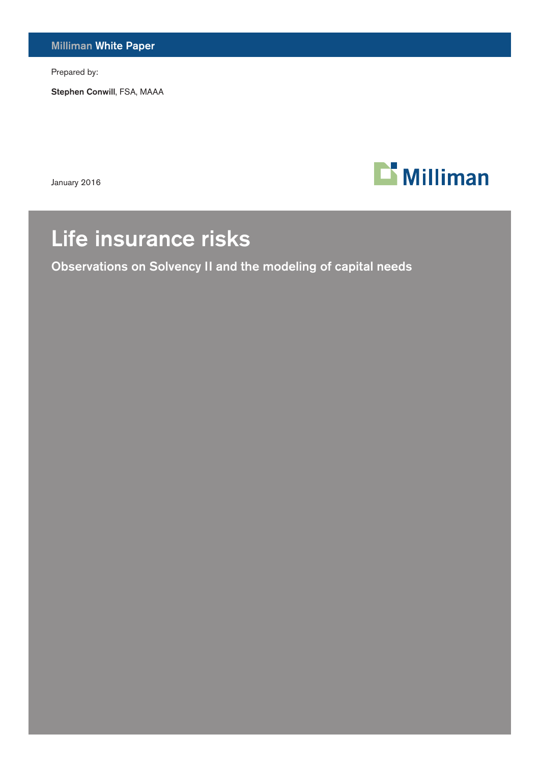Milliman White Paper

Prepared by:

**Stephen Conwill**, FSA, MAAA

January 2016

Milliman

# Life insurance risks

## Observations on Solvency II and the modeling of capital needs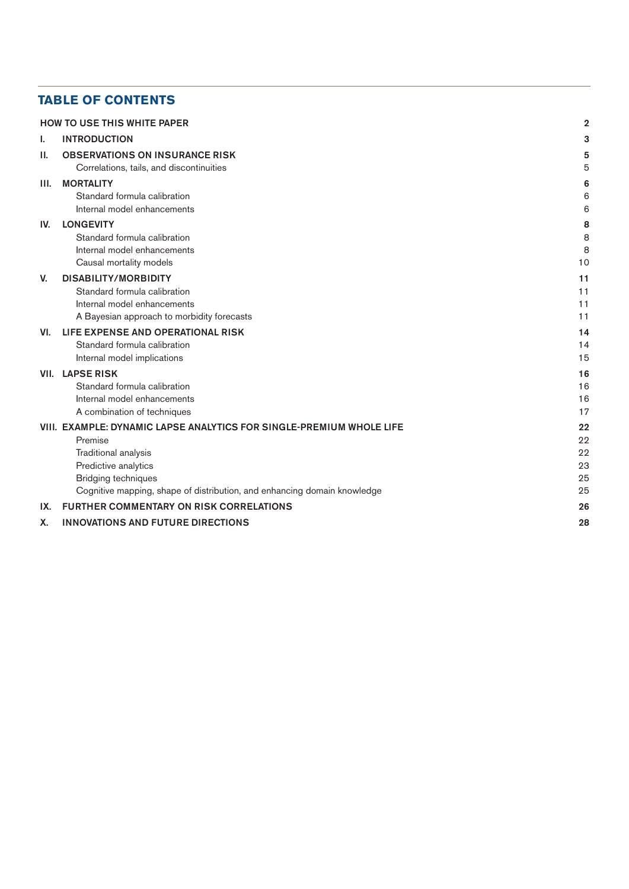## TABLE OF CONTENTS

| | | |
|---|---|---|
| | **HOW TO USE THIS WHITE PAPER** | **2** |
| **I.** | **INTRODUCTION** | **3** |
| **II.** | **OBSERVATIONS ON INSURANCE RISK** | **5** |
| | Correlations, tails, and discontinuities | 5 |
| **III.** | **MORTALITY** | **6** |
| | Standard formula calibration | 6 |
| | Internal model enhancements | 6 |
| **IV.** | **LONGEVITY** | **8** |
| | Standard formula calibration | 8 |
| | Internal model enhancements | 8 |
| | Causal mortality models | 10 |
| **V.** | **DISABILITY/MORBIDITY** | **11** |
| | Standard formula calibration | 11 |
| | Internal model enhancements | 11 |
| | A Bayesian approach to morbidity forecasts | 11 |
| **VI.** | **LIFE EXPENSE AND OPERATIONAL RISK** | **14** |
| | Standard formula calibration | 14 |
| | Internal model implications | 15 |
| **VII.** | **LAPSE RISK** | **16** |
| | Standard formula calibration | 16 |
| | Internal model enhancements | 16 |
| | A combination of techniques | 17 |
| **VIII.** | **EXAMPLE: DYNAMIC LAPSE ANALYTICS FOR SINGLE-PREMIUM WHOLE LIFE** | **22** |
| | Premise | 22 |
| | Traditional analysis | 22 |
| | Predictive analytics | 23 |
| | Bridging techniques | 25 |
| | Cognitive mapping, shape of distribution, and enhancing domain knowledge | 25 |
| **IX.** | **FURTHER COMMENTARY ON RISK CORRELATIONS** | **26** |
| **X.** | **INNOVATIONS AND FUTURE DIRECTIONS** | **28** |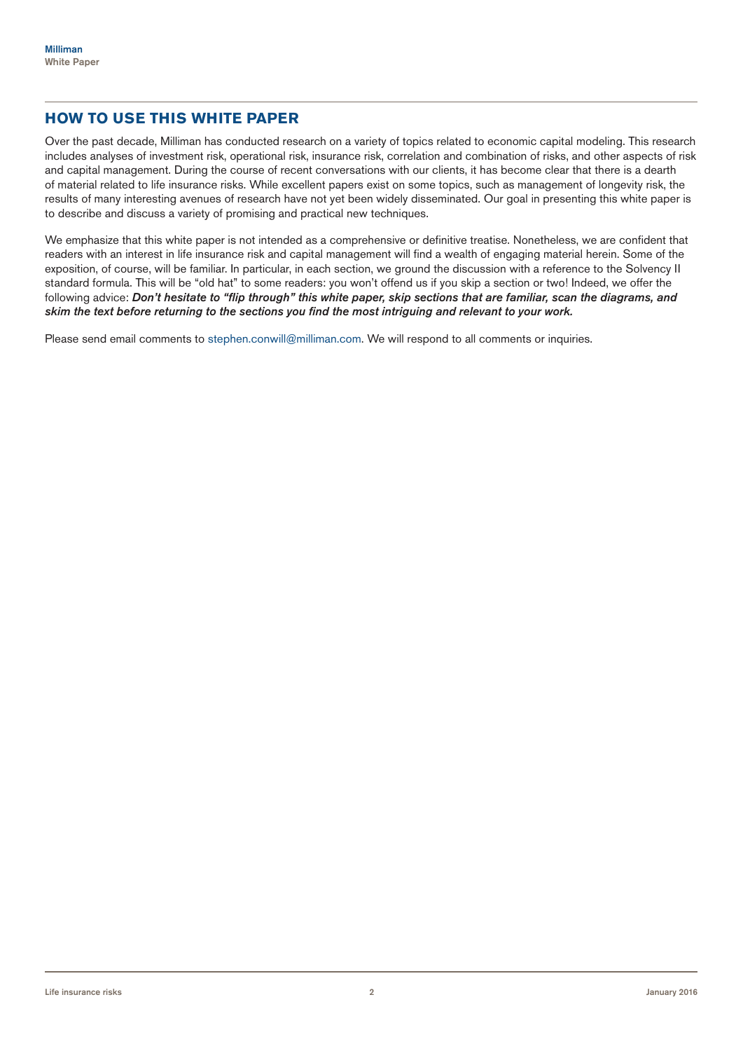## HOW TO USE THIS WHITE PAPER

Over the past decade, Milliman has conducted research on a variety of topics related to economic capital modeling. This research includes analyses of investment risk, operational risk, insurance risk, correlation and combination of risks, and other aspects of risk and capital management. During the course of recent conversations with our clients, it has become clear that there is a dearth of material related to life insurance risks. While excellent papers exist on some topics, such as management of longevity risk, the results of many interesting avenues of research have not yet been widely disseminated. Our goal in presenting this white paper is to describe and discuss a variety of promising and practical new techniques.

We emphasize that this white paper is not intended as a comprehensive or definitive treatise. Nonetheless, we are confident that readers with an interest in life insurance risk and capital management will find a wealth of engaging material herein. Some of the exposition, of course, will be familiar. In particular, in each section, we ground the discussion with a reference to the Solvency II standard formula. This will be "old hat" to some readers: you won't offend us if you skip a section or two! Indeed, we offer the following advice: ***Don't hesitate to "flip through" this white paper, skip sections that are familiar, scan the diagrams, and skim the text before returning to the sections you find the most intriguing and relevant to your work.***

Please send email comments to stephen.conwill@milliman.com. We will respond to all comments or inquiries.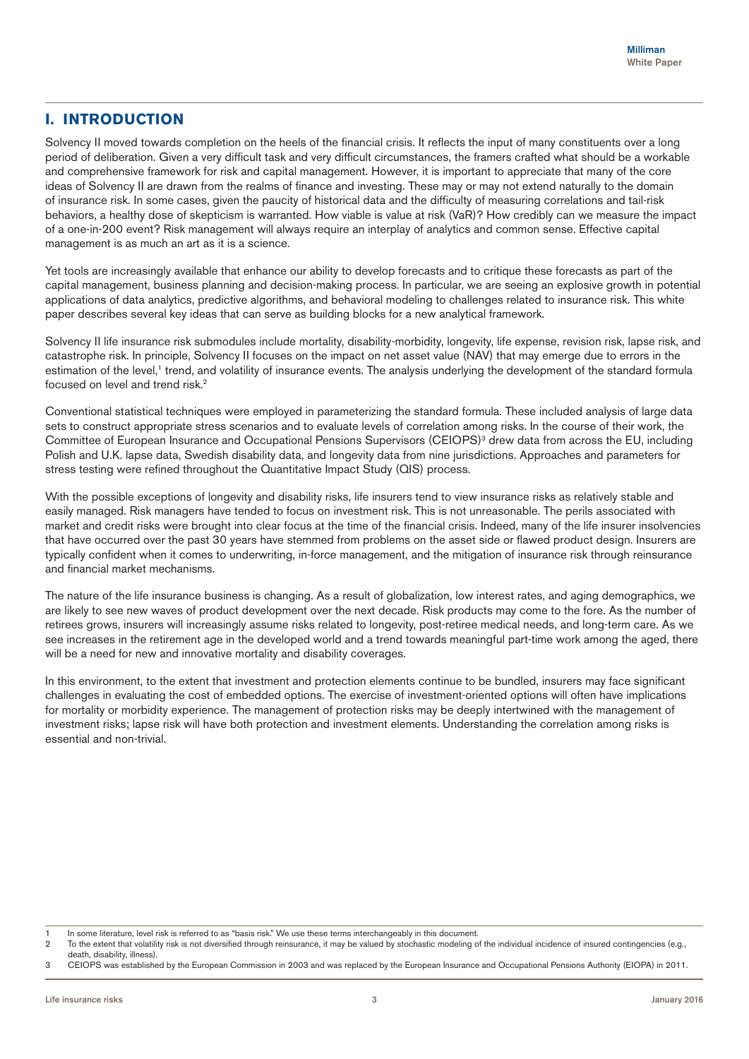## I. INTRODUCTION

Solvency II moved towards completion on the heels of the financial crisis. It reflects the input of many constituents over a long period of deliberation. Given a very difficult task and very difficult circumstances, the framers crafted what should be a workable and comprehensive framework for risk and capital management. However, it is important to appreciate that many of the core ideas of Solvency II are drawn from the realms of finance and investing. These may or may not extend naturally to the domain of insurance risk. In some cases, given the paucity of historical data and the difficulty of measuring correlations and tail-risk behaviors, a healthy dose of skepticism is warranted. How viable is value at risk (VaR)? How credibly can we measure the impact of a one-in-200 event? Risk management will always require an interplay of analytics and common sense. Effective capital management is as much an art as it is a science.

Yet tools are increasingly available that enhance our ability to develop forecasts and to critique these forecasts as part of the capital management, business planning and decision-making process. In particular, we are seeing an explosive growth in potential applications of data analytics, predictive algorithms, and behavioral modeling to challenges related to insurance risk. This white paper describes several key ideas that can serve as building blocks for a new analytical framework.

Solvency II life insurance risk submodules include mortality, disability-morbidity, longevity, life expense, revision risk, lapse risk, and catastrophe risk. In principle, Solvency II focuses on the impact on net asset value (NAV) that may emerge due to errors in the estimation of the level,[1] trend, and volatility of insurance events. The analysis underlying the development of the standard formula focused on level and trend risk.[2]

Conventional statistical techniques were employed in parameterizing the standard formula. These included analysis of large data sets to construct appropriate stress scenarios and to evaluate levels of correlation among risks. In the course of their work, the Committee of European Insurance and Occupational Pensions Supervisors (CEIOPS)[3] drew data from across the EU, including Polish and U.K. lapse data, Swedish disability data, and longevity data from nine jurisdictions. Approaches and parameters for stress testing were refined throughout the Quantitative Impact Study (QIS) process.

With the possible exceptions of longevity and disability risks, life insurers tend to view insurance risks as relatively stable and easily managed. Risk managers have tended to focus on investment risk. This is not unreasonable. The perils associated with market and credit risks were brought into clear focus at the time of the financial crisis. Indeed, many of the life insurer insolvencies that have occurred over the past 30 years have stemmed from problems on the asset side or flawed product design. Insurers are typically confident when it comes to underwriting, in-force management, and the mitigation of insurance risk through reinsurance and financial market mechanisms.

The nature of the life insurance business is changing. As a result of globalization, low interest rates, and aging demographics, we are likely to see new waves of product development over the next decade. Risk products may come to the fore. As the number of retirees grows, insurers will increasingly assume risks related to longevity, post-retiree medical needs, and long-term care. As we see increases in the retirement age in the developed world and a trend towards meaningful part-time work among the aged, there will be a need for new and innovative mortality and disability coverages.

In this environment, to the extent that investment and protection elements continue to be bundled, insurers may face significant challenges in evaluating the cost of embedded options. The exercise of investment-oriented options will often have implications for mortality or morbidity experience. The management of protection risks may be deeply intertwined with the management of investment risks; lapse risk will have both protection and investment elements. Understanding the correlation among risks is essential and non-trivial.

---

1 In some literature, level risk is referred to as "basis risk." We use these terms interchangeably in this document.

2 To the extent that volatility risk is not diversified through reinsurance, it may be valued by stochastic modeling of the individual incidence of insured contingencies (e.g., death, disability, illness).

3 CEIOPS was established by the European Commission in 2003 and was replaced by the European Insurance and Occupational Pensions Authority (EIOPA) in 2011.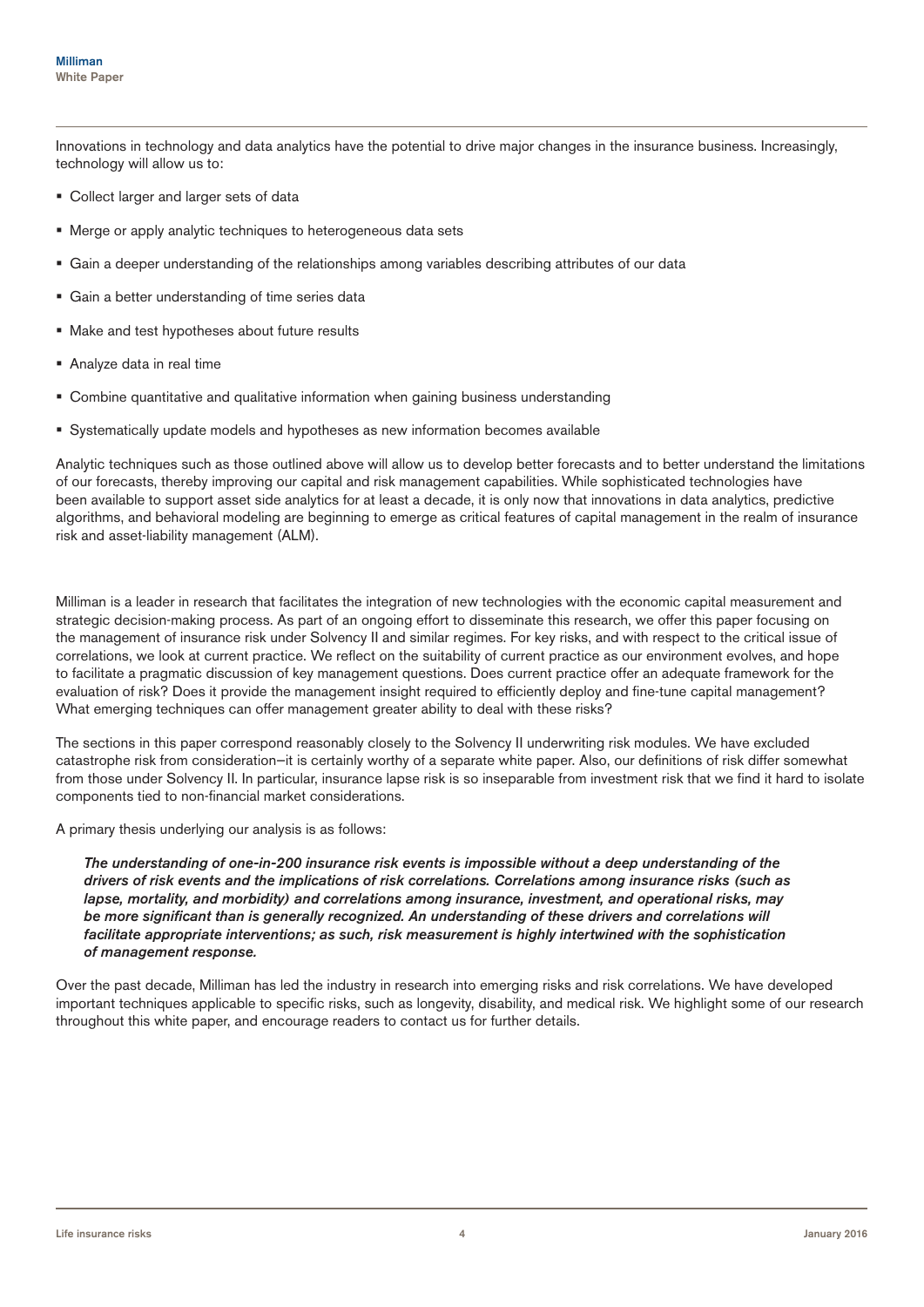Innovations in technology and data analytics have the potential to drive major changes in the insurance business. Increasingly, technology will allow us to:

- Collect larger and larger sets of data
- Merge or apply analytic techniques to heterogeneous data sets
- Gain a deeper understanding of the relationships among variables describing attributes of our data
- Gain a better understanding of time series data
- Make and test hypotheses about future results
- Analyze data in real time
- Combine quantitative and qualitative information when gaining business understanding
- Systematically update models and hypotheses as new information becomes available

Analytic techniques such as those outlined above will allow us to develop better forecasts and to better understand the limitations of our forecasts, thereby improving our capital and risk management capabilities. While sophisticated technologies have been available to support asset side analytics for at least a decade, it is only now that innovations in data analytics, predictive algorithms, and behavioral modeling are beginning to emerge as critical features of capital management in the realm of insurance risk and asset-liability management (ALM).

Milliman is a leader in research that facilitates the integration of new technologies with the economic capital measurement and strategic decision-making process. As part of an ongoing effort to disseminate this research, we offer this paper focusing on the management of insurance risk under Solvency II and similar regimes. For key risks, and with respect to the critical issue of correlations, we look at current practice. We reflect on the suitability of current practice as our environment evolves, and hope to facilitate a pragmatic discussion of key management questions. Does current practice offer an adequate framework for the evaluation of risk? Does it provide the management insight required to efficiently deploy and fine-tune capital management? What emerging techniques can offer management greater ability to deal with these risks?

The sections in this paper correspond reasonably closely to the Solvency II underwriting risk modules. We have excluded catastrophe risk from consideration—it is certainly worthy of a separate white paper. Also, our definitions of risk differ somewhat from those under Solvency II. In particular, insurance lapse risk is so inseparable from investment risk that we find it hard to isolate components tied to non-financial market considerations.

A primary thesis underlying our analysis is as follows:

> ***The understanding of one-in-200 insurance risk events is impossible without a deep understanding of the drivers of risk events and the implications of risk correlations. Correlations among insurance risks (such as lapse, mortality, and morbidity) and correlations among insurance, investment, and operational risks, may be more significant than is generally recognized. An understanding of these drivers and correlations will facilitate appropriate interventions; as such, risk measurement is highly intertwined with the sophistication of management response.***

Over the past decade, Milliman has led the industry in research into emerging risks and risk correlations. We have developed important techniques applicable to specific risks, such as longevity, disability, and medical risk. We highlight some of our research throughout this white paper, and encourage readers to contact us for further details.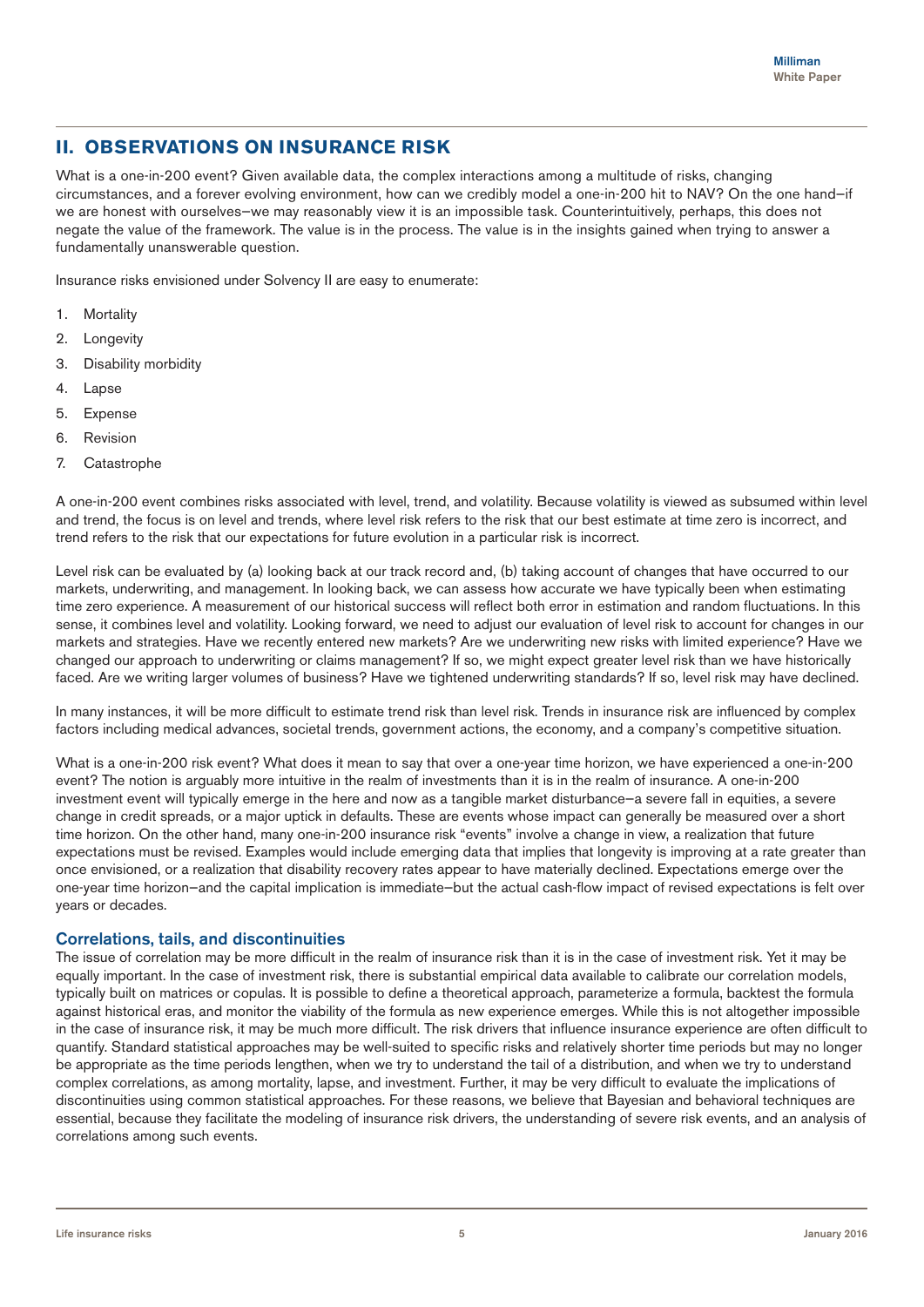## II. OBSERVATIONS ON INSURANCE RISK

What is a one-in-200 event? Given available data, the complex interactions among a multitude of risks, changing circumstances, and a forever evolving environment, how can we credibly model a one-in-200 hit to NAV? On the one hand—if we are honest with ourselves—we may reasonably view it is an impossible task. Counterintuitively, perhaps, this does not negate the value of the framework. The value is in the process. The value is in the insights gained when trying to answer a fundamentally unanswerable question.

Insurance risks envisioned under Solvency II are easy to enumerate:

1. Mortality
2. Longevity
3. Disability morbidity
4. Lapse
5. Expense
6. Revision
7. Catastrophe

A one-in-200 event combines risks associated with level, trend, and volatility. Because volatility is viewed as subsumed within level and trend, the focus is on level and trends, where level risk refers to the risk that our best estimate at time zero is incorrect, and trend refers to the risk that our expectations for future evolution in a particular risk is incorrect.

Level risk can be evaluated by (a) looking back at our track record and, (b) taking account of changes that have occurred to our markets, underwriting, and management. In looking back, we can assess how accurate we have typically been when estimating time zero experience. A measurement of our historical success will reflect both error in estimation and random fluctuations. In this sense, it combines level and volatility. Looking forward, we need to adjust our evaluation of level risk to account for changes in our markets and strategies. Have we recently entered new markets? Are we underwriting new risks with limited experience? Have we changed our approach to underwriting or claims management? If so, we might expect greater level risk than we have historically faced. Are we writing larger volumes of business? Have we tightened underwriting standards? If so, level risk may have declined.

In many instances, it will be more difficult to estimate trend risk than level risk. Trends in insurance risk are influenced by complex factors including medical advances, societal trends, government actions, the economy, and a company's competitive situation.

What is a one-in-200 risk event? What does it mean to say that over a one-year time horizon, we have experienced a one-in-200 event? The notion is arguably more intuitive in the realm of investments than it is in the realm of insurance. A one-in-200 investment event will typically emerge in the here and now as a tangible market disturbance—a severe fall in equities, a severe change in credit spreads, or a major uptick in defaults. These are events whose impact can generally be measured over a short time horizon. On the other hand, many one-in-200 insurance risk "events" involve a change in view, a realization that future expectations must be revised. Examples would include emerging data that implies that longevity is improving at a rate greater than once envisioned, or a realization that disability recovery rates appear to have materially declined. Expectations emerge over the one-year time horizon—and the capital implication is immediate—but the actual cash-flow impact of revised expectations is felt over years or decades.

### Correlations, tails, and discontinuities

The issue of correlation may be more difficult in the realm of insurance risk than it is in the case of investment risk. Yet it may be equally important. In the case of investment risk, there is substantial empirical data available to calibrate our correlation models, typically built on matrices or copulas. It is possible to define a theoretical approach, parameterize a formula, backtest the formula against historical eras, and monitor the viability of the formula as new experience emerges. While this is not altogether impossible in the case of insurance risk, it may be much more difficult. The risk drivers that influence insurance experience are often difficult to quantify. Standard statistical approaches may be well-suited to specific risks and relatively shorter time periods but may no longer be appropriate as the time periods lengthen, when we try to understand the tail of a distribution, and when we try to understand complex correlations, as among mortality, lapse, and investment. Further, it may be very difficult to evaluate the implications of discontinuities using common statistical approaches. For these reasons, we believe that Bayesian and behavioral techniques are essential, because they facilitate the modeling of insurance risk drivers, the understanding of severe risk events, and an analysis of correlations among such events.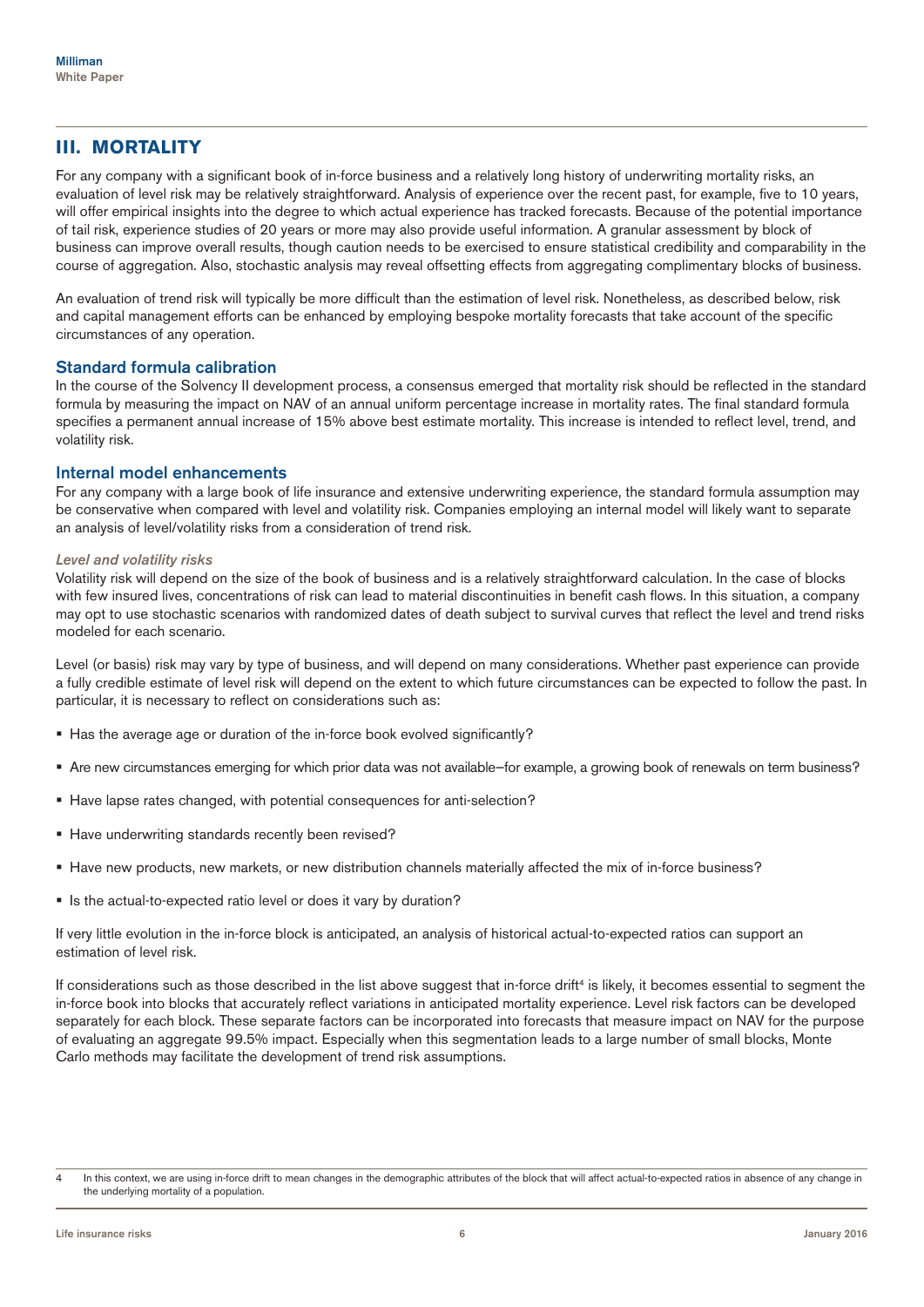## III. MORTALITY

For any company with a significant book of in-force business and a relatively long history of underwriting mortality risks, an evaluation of level risk may be relatively straightforward. Analysis of experience over the recent past, for example, five to 10 years, will offer empirical insights into the degree to which actual experience has tracked forecasts. Because of the potential importance of tail risk, experience studies of 20 years or more may also provide useful information. A granular assessment by block of business can improve overall results, though caution needs to be exercised to ensure statistical credibility and comparability in the course of aggregation. Also, stochastic analysis may reveal offsetting effects from aggregating complimentary blocks of business.

An evaluation of trend risk will typically be more difficult than the estimation of level risk. Nonetheless, as described below, risk and capital management efforts can be enhanced by employing bespoke mortality forecasts that take account of the specific circumstances of any operation.

### Standard formula calibration

In the course of the Solvency II development process, a consensus emerged that mortality risk should be reflected in the standard formula by measuring the impact on NAV of an annual uniform percentage increase in mortality rates. The final standard formula specifies a permanent annual increase of 15% above best estimate mortality. This increase is intended to reflect level, trend, and volatility risk.

### Internal model enhancements

For any company with a large book of life insurance and extensive underwriting experience, the standard formula assumption may be conservative when compared with level and volatility risk. Companies employing an internal model will likely want to separate an analysis of level/volatility risks from a consideration of trend risk.

#### *Level and volatility risks*

Volatility risk will depend on the size of the book of business and is a relatively straightforward calculation. In the case of blocks with few insured lives, concentrations of risk can lead to material discontinuities in benefit cash flows. In this situation, a company may opt to use stochastic scenarios with randomized dates of death subject to survival curves that reflect the level and trend risks modeled for each scenario.

Level (or basis) risk may vary by type of business, and will depend on many considerations. Whether past experience can provide a fully credible estimate of level risk will depend on the extent to which future circumstances can be expected to follow the past. In particular, it is necessary to reflect on considerations such as:

- Has the average age or duration of the in-force book evolved significantly?
- Are new circumstances emerging for which prior data was not available—for example, a growing book of renewals on term business?
- Have lapse rates changed, with potential consequences for anti-selection?
- Have underwriting standards recently been revised?
- Have new products, new markets, or new distribution channels materially affected the mix of in-force business?
- Is the actual-to-expected ratio level or does it vary by duration?

If very little evolution in the in-force block is anticipated, an analysis of historical actual-to-expected ratios can support an estimation of level risk.

If considerations such as those described in the list above suggest that in-force drift[4] is likely, it becomes essential to segment the in-force book into blocks that accurately reflect variations in anticipated mortality experience. Level risk factors can be developed separately for each block. These separate factors can be incorporated into forecasts that measure impact on NAV for the purpose of evaluating an aggregate 99.5% impact. Especially when this segmentation leads to a large number of small blocks, Monte Carlo methods may facilitate the development of trend risk assumptions.

[4] In this context, we are using in-force drift to mean changes in the demographic attributes of the block that will affect actual-to-expected ratios in absence of any change in the underlying mortality of a population.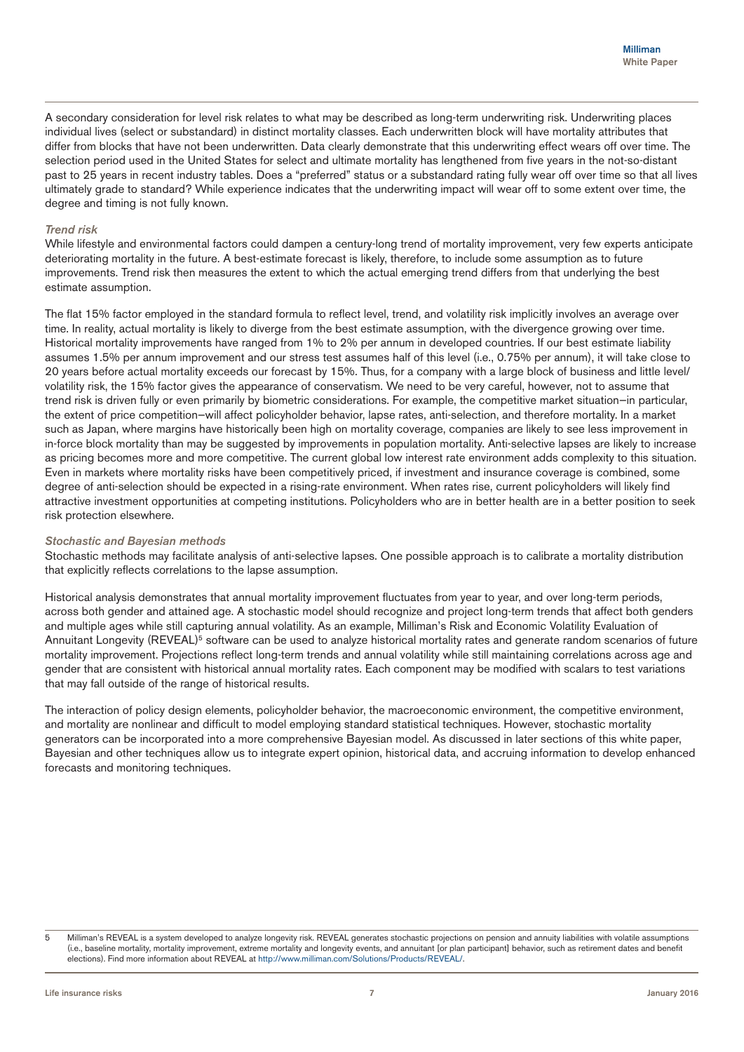A secondary consideration for level risk relates to what may be described as long-term underwriting risk. Underwriting places individual lives (select or substandard) in distinct mortality classes. Each underwritten block will have mortality attributes that differ from blocks that have not been underwritten. Data clearly demonstrate that this underwriting effect wears off over time. The selection period used in the United States for select and ultimate mortality has lengthened from five years in the not-so-distant past to 25 years in recent industry tables. Does a "preferred" status or a substandard rating fully wear off over time so that all lives ultimately grade to standard? While experience indicates that the underwriting impact will wear off to some extent over time, the degree and timing is not fully known.

### *Trend risk*

While lifestyle and environmental factors could dampen a century-long trend of mortality improvement, very few experts anticipate deteriorating mortality in the future. A best-estimate forecast is likely, therefore, to include some assumption as to future improvements. Trend risk then measures the extent to which the actual emerging trend differs from that underlying the best estimate assumption.

The flat 15% factor employed in the standard formula to reflect level, trend, and volatility risk implicitly involves an average over time. In reality, actual mortality is likely to diverge from the best estimate assumption, with the divergence growing over time. Historical mortality improvements have ranged from 1% to 2% per annum in developed countries. If our best estimate liability assumes 1.5% per annum improvement and our stress test assumes half of this level (i.e., 0.75% per annum), it will take close to 20 years before actual mortality exceeds our forecast by 15%. Thus, for a company with a large block of business and little level/volatility risk, the 15% factor gives the appearance of conservatism. We need to be very careful, however, not to assume that trend risk is driven fully or even primarily by biometric considerations. For example, the competitive market situation—in particular, the extent of price competition—will affect policyholder behavior, lapse rates, anti-selection, and therefore mortality. In a market such as Japan, where margins have historically been high on mortality coverage, companies are likely to see less improvement in in-force block mortality than may be suggested by improvements in population mortality. Anti-selective lapses are likely to increase as pricing becomes more and more competitive. The current global low interest rate environment adds complexity to this situation. Even in markets where mortality risks have been competitively priced, if investment and insurance coverage is combined, some degree of anti-selection should be expected in a rising-rate environment. When rates rise, current policyholders will likely find attractive investment opportunities at competing institutions. Policyholders who are in better health are in a better position to seek risk protection elsewhere.

### *Stochastic and Bayesian methods*

Stochastic methods may facilitate analysis of anti-selective lapses. One possible approach is to calibrate a mortality distribution that explicitly reflects correlations to the lapse assumption.

Historical analysis demonstrates that annual mortality improvement fluctuates from year to year, and over long-term periods, across both gender and attained age. A stochastic model should recognize and project long-term trends that affect both genders and multiple ages while still capturing annual volatility. As an example, Milliman's Risk and Economic Volatility Evaluation of Annuitant Longevity (REVEAL)[5] software can be used to analyze historical mortality rates and generate random scenarios of future mortality improvement. Projections reflect long-term trends and annual volatility while still maintaining correlations across age and gender that are consistent with historical annual mortality rates. Each component may be modified with scalars to test variations that may fall outside of the range of historical results.

The interaction of policy design elements, policyholder behavior, the macroeconomic environment, the competitive environment, and mortality are nonlinear and difficult to model employing standard statistical techniques. However, stochastic mortality generators can be incorporated into a more comprehensive Bayesian model. As discussed in later sections of this white paper, Bayesian and other techniques allow us to integrate expert opinion, historical data, and accruing information to develop enhanced forecasts and monitoring techniques.

---

5 Milliman's REVEAL is a system developed to analyze longevity risk. REVEAL generates stochastic projections on pension and annuity liabilities with volatile assumptions (i.e., baseline mortality, mortality improvement, extreme mortality and longevity events, and annuitant [or plan participant] behavior, such as retirement dates and benefit elections). Find more information about REVEAL at http://www.milliman.com/Solutions/Products/REVEAL/.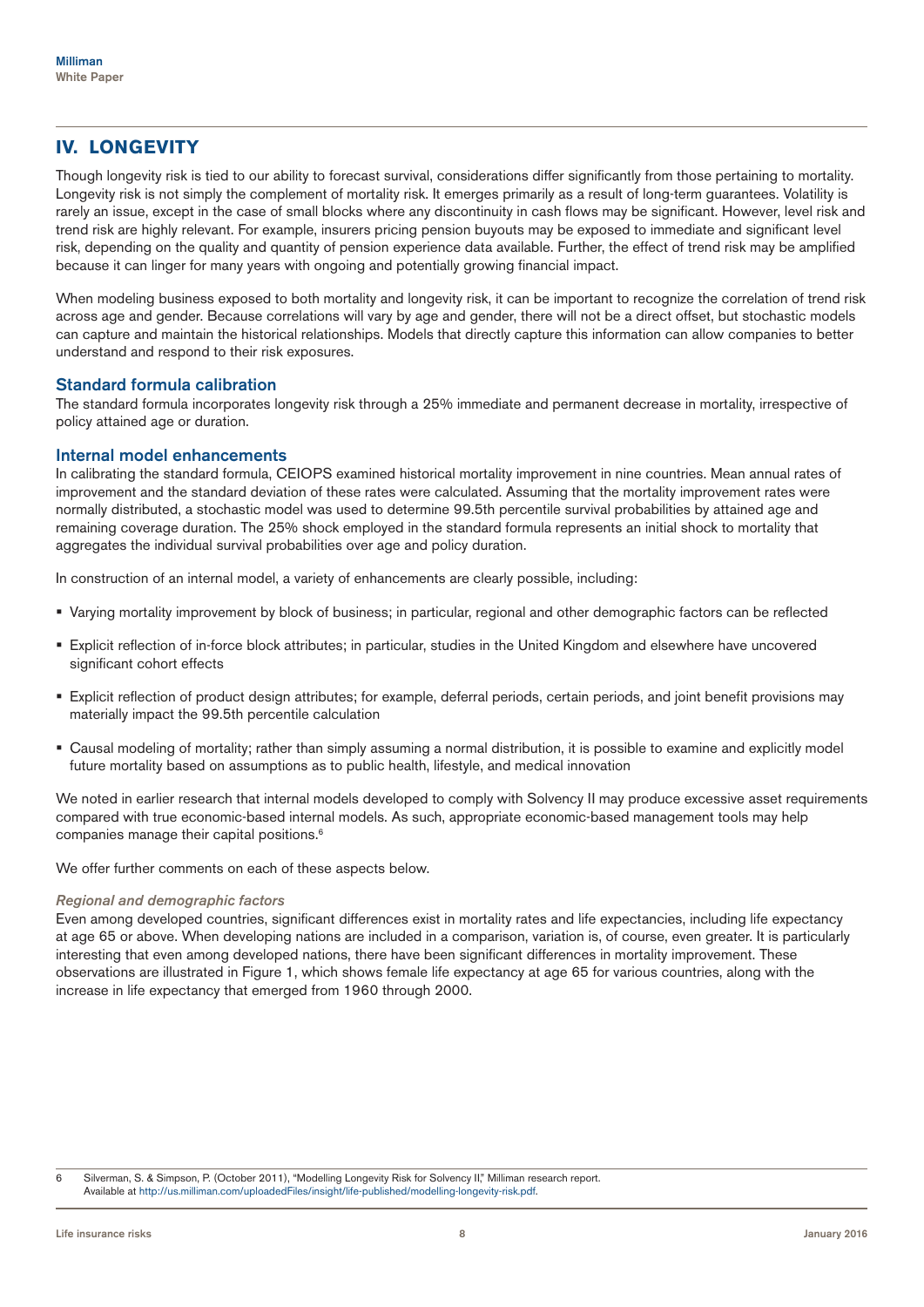## IV. LONGEVITY

Though longevity risk is tied to our ability to forecast survival, considerations differ significantly from those pertaining to mortality. Longevity risk is not simply the complement of mortality risk. It emerges primarily as a result of long-term guarantees. Volatility is rarely an issue, except in the case of small blocks where any discontinuity in cash flows may be significant. However, level risk and trend risk are highly relevant. For example, insurers pricing pension buyouts may be exposed to immediate and significant level risk, depending on the quality and quantity of pension experience data available. Further, the effect of trend risk may be amplified because it can linger for many years with ongoing and potentially growing financial impact.

When modeling business exposed to both mortality and longevity risk, it can be important to recognize the correlation of trend risk across age and gender. Because correlations will vary by age and gender, there will not be a direct offset, but stochastic models can capture and maintain the historical relationships. Models that directly capture this information can allow companies to better understand and respond to their risk exposures.

### Standard formula calibration

The standard formula incorporates longevity risk through a 25% immediate and permanent decrease in mortality, irrespective of policy attained age or duration.

### Internal model enhancements

In calibrating the standard formula, CEIOPS examined historical mortality improvement in nine countries. Mean annual rates of improvement and the standard deviation of these rates were calculated. Assuming that the mortality improvement rates were normally distributed, a stochastic model was used to determine 99.5th percentile survival probabilities by attained age and remaining coverage duration. The 25% shock employed in the standard formula represents an initial shock to mortality that aggregates the individual survival probabilities over age and policy duration.

In construction of an internal model, a variety of enhancements are clearly possible, including:

- Varying mortality improvement by block of business; in particular, regional and other demographic factors can be reflected
- Explicit reflection of in-force block attributes; in particular, studies in the United Kingdom and elsewhere have uncovered significant cohort effects
- Explicit reflection of product design attributes; for example, deferral periods, certain periods, and joint benefit provisions may materially impact the 99.5th percentile calculation
- Causal modeling of mortality; rather than simply assuming a normal distribution, it is possible to examine and explicitly model future mortality based on assumptions as to public health, lifestyle, and medical innovation

We noted in earlier research that internal models developed to comply with Solvency II may produce excessive asset requirements compared with true economic-based internal models. As such, appropriate economic-based management tools may help companies manage their capital positions.[6]

We offer further comments on each of these aspects below.

#### *Regional and demographic factors*

Even among developed countries, significant differences exist in mortality rates and life expectancies, including life expectancy at age 65 or above. When developing nations are included in a comparison, variation is, of course, even greater. It is particularly interesting that even among developed nations, there have been significant differences in mortality improvement. These observations are illustrated in Figure 1, which shows female life expectancy at age 65 for various countries, along with the increase in life expectancy that emerged from 1960 through 2000.

---

6 Silverman, S. & Simpson, P. (October 2011), "Modelling Longevity Risk for Solvency II," Milliman research report. Available at http://us.milliman.com/uploadedFiles/insight/life-published/modelling-longevity-risk.pdf.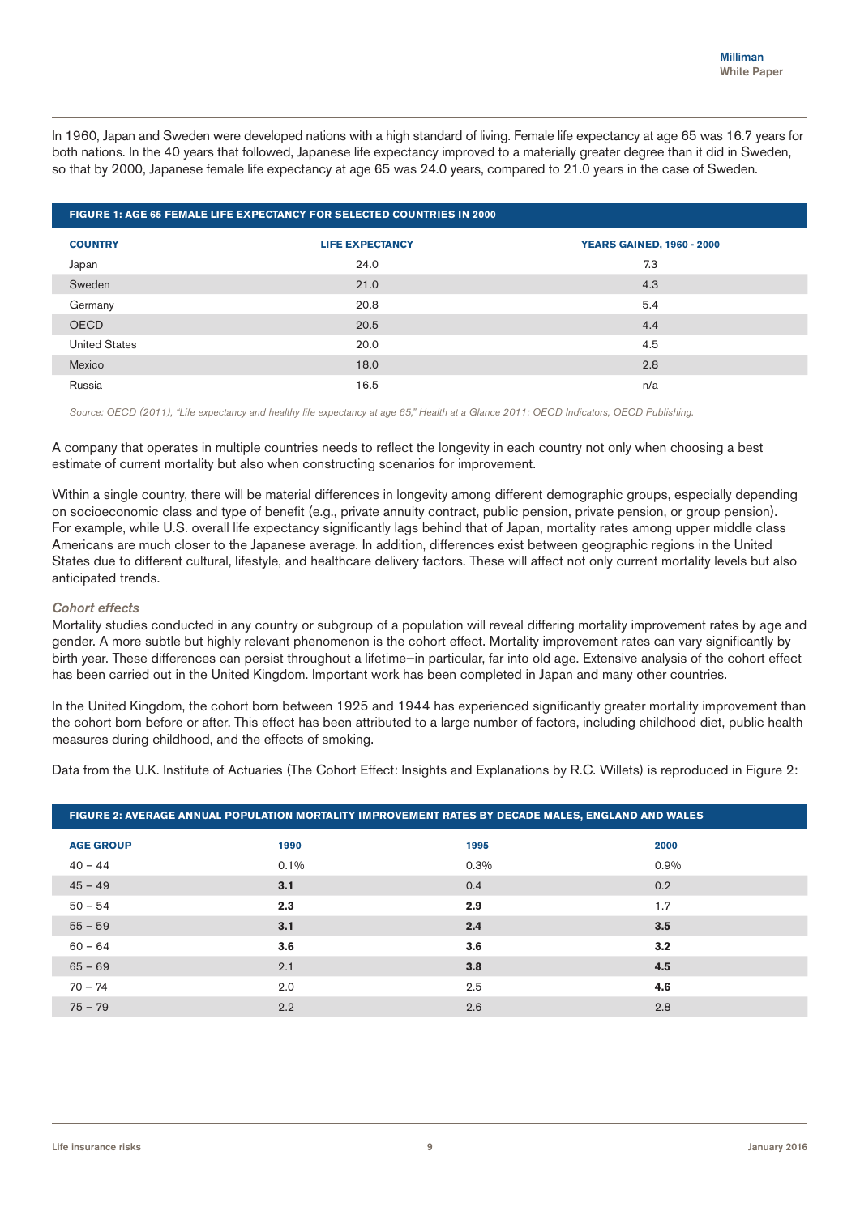In 1960, Japan and Sweden were developed nations with a high standard of living. Female life expectancy at age 65 was 16.7 years for both nations. In the 40 years that followed, Japanese life expectancy improved to a materially greater degree than it did in Sweden, so that by 2000, Japanese female life expectancy at age 65 was 24.0 years, compared to 21.0 years in the case of Sweden.

**FIGURE 1: AGE 65 FEMALE LIFE EXPECTANCY FOR SELECTED COUNTRIES IN 2000**

| COUNTRY | LIFE EXPECTANCY | YEARS GAINED, 1960 - 2000 |
|---|---|---|
| Japan | 24.0 | 7.3 |
| Sweden | 21.0 | 4.3 |
| Germany | 20.8 | 5.4 |
| OECD | 20.5 | 4.4 |
| United States | 20.0 | 4.5 |
| Mexico | 18.0 | 2.8 |
| Russia | 16.5 | n/a |

*Source: OECD (2011), "Life expectancy and healthy life expectancy at age 65," Health at a Glance 2011: OECD Indicators, OECD Publishing.*

A company that operates in multiple countries needs to reflect the longevity in each country not only when choosing a best estimate of current mortality but also when constructing scenarios for improvement.

Within a single country, there will be material differences in longevity among different demographic groups, especially depending on socioeconomic class and type of benefit (e.g., private annuity contract, public pension, private pension, or group pension). For example, while U.S. overall life expectancy significantly lags behind that of Japan, mortality rates among upper middle class Americans are much closer to the Japanese average. In addition, differences exist between geographic regions in the United States due to different cultural, lifestyle, and healthcare delivery factors. These will affect not only current mortality levels but also anticipated trends.

### *Cohort effects*

Mortality studies conducted in any country or subgroup of a population will reveal differing mortality improvement rates by age and gender. A more subtle but highly relevant phenomenon is the cohort effect. Mortality improvement rates can vary significantly by birth year. These differences can persist throughout a lifetime–in particular, far into old age. Extensive analysis of the cohort effect has been carried out in the United Kingdom. Important work has been completed in Japan and many other countries.

In the United Kingdom, the cohort born between 1925 and 1944 has experienced significantly greater mortality improvement than the cohort born before or after. This effect has been attributed to a large number of factors, including childhood diet, public health measures during childhood, and the effects of smoking.

Data from the U.K. Institute of Actuaries (The Cohort Effect: Insights and Explanations by R.C. Willets) is reproduced in Figure 2:

**FIGURE 2: AVERAGE ANNUAL POPULATION MORTALITY IMPROVEMENT RATES BY DECADE MALES, ENGLAND AND WALES**

| AGE GROUP | 1990 | 1995 | 2000 |
|---|---|---|---|
| 40 – 44 | 0.1% | 0.3% | 0.9% |
| 45 – 49 | **3.1** | 0.4 | 0.2 |
| 50 – 54 | **2.3** | **2.9** | 1.7 |
| 55 – 59 | **3.1** | **2.4** | **3.5** |
| 60 – 64 | **3.6** | **3.6** | **3.2** |
| 65 – 69 | 2.1 | **3.8** | **4.5** |
| 70 – 74 | 2.0 | 2.5 | **4.6** |
| 75 – 79 | 2.2 | 2.6 | 2.8 |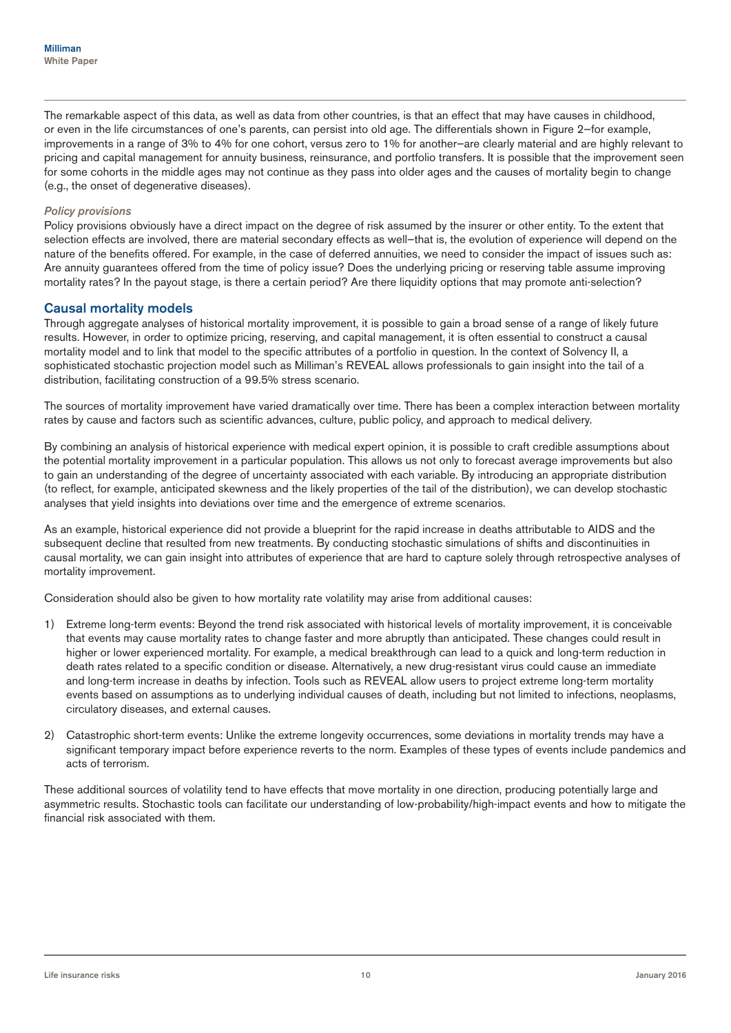The remarkable aspect of this data, as well as data from other countries, is that an effect that may have causes in childhood, or even in the life circumstances of one's parents, can persist into old age. The differentials shown in Figure 2–for example, improvements in a range of 3% to 4% for one cohort, versus zero to 1% for another–are clearly material and are highly relevant to pricing and capital management for annuity business, reinsurance, and portfolio transfers. It is possible that the improvement seen for some cohorts in the middle ages may not continue as they pass into older ages and the causes of mortality begin to change (e.g., the onset of degenerative diseases).

### *Policy provisions*

Policy provisions obviously have a direct impact on the degree of risk assumed by the insurer or other entity. To the extent that selection effects are involved, there are material secondary effects as well–that is, the evolution of experience will depend on the nature of the benefits offered. For example, in the case of deferred annuities, we need to consider the impact of issues such as: Are annuity guarantees offered from the time of policy issue? Does the underlying pricing or reserving table assume improving mortality rates? In the payout stage, is there a certain period? Are there liquidity options that may promote anti-selection?

## Causal mortality models

Through aggregate analyses of historical mortality improvement, it is possible to gain a broad sense of a range of likely future results. However, in order to optimize pricing, reserving, and capital management, it is often essential to construct a causal mortality model and to link that model to the specific attributes of a portfolio in question. In the context of Solvency II, a sophisticated stochastic projection model such as Milliman's REVEAL allows professionals to gain insight into the tail of a distribution, facilitating construction of a 99.5% stress scenario.

The sources of mortality improvement have varied dramatically over time. There has been a complex interaction between mortality rates by cause and factors such as scientific advances, culture, public policy, and approach to medical delivery.

By combining an analysis of historical experience with medical expert opinion, it is possible to craft credible assumptions about the potential mortality improvement in a particular population. This allows us not only to forecast average improvements but also to gain an understanding of the degree of uncertainty associated with each variable. By introducing an appropriate distribution (to reflect, for example, anticipated skewness and the likely properties of the tail of the distribution), we can develop stochastic analyses that yield insights into deviations over time and the emergence of extreme scenarios.

As an example, historical experience did not provide a blueprint for the rapid increase in deaths attributable to AIDS and the subsequent decline that resulted from new treatments. By conducting stochastic simulations of shifts and discontinuities in causal mortality, we can gain insight into attributes of experience that are hard to capture solely through retrospective analyses of mortality improvement.

Consideration should also be given to how mortality rate volatility may arise from additional causes:

1) Extreme long-term events: Beyond the trend risk associated with historical levels of mortality improvement, it is conceivable that events may cause mortality rates to change faster and more abruptly than anticipated. These changes could result in higher or lower experienced mortality. For example, a medical breakthrough can lead to a quick and long-term reduction in death rates related to a specific condition or disease. Alternatively, a new drug-resistant virus could cause an immediate and long-term increase in deaths by infection. Tools such as REVEAL allow users to project extreme long-term mortality events based on assumptions as to underlying individual causes of death, including but not limited to infections, neoplasms, circulatory diseases, and external causes.

2) Catastrophic short-term events: Unlike the extreme longevity occurrences, some deviations in mortality trends may have a significant temporary impact before experience reverts to the norm. Examples of these types of events include pandemics and acts of terrorism.

These additional sources of volatility tend to have effects that move mortality in one direction, producing potentially large and asymmetric results. Stochastic tools can facilitate our understanding of low-probability/high-impact events and how to mitigate the financial risk associated with them.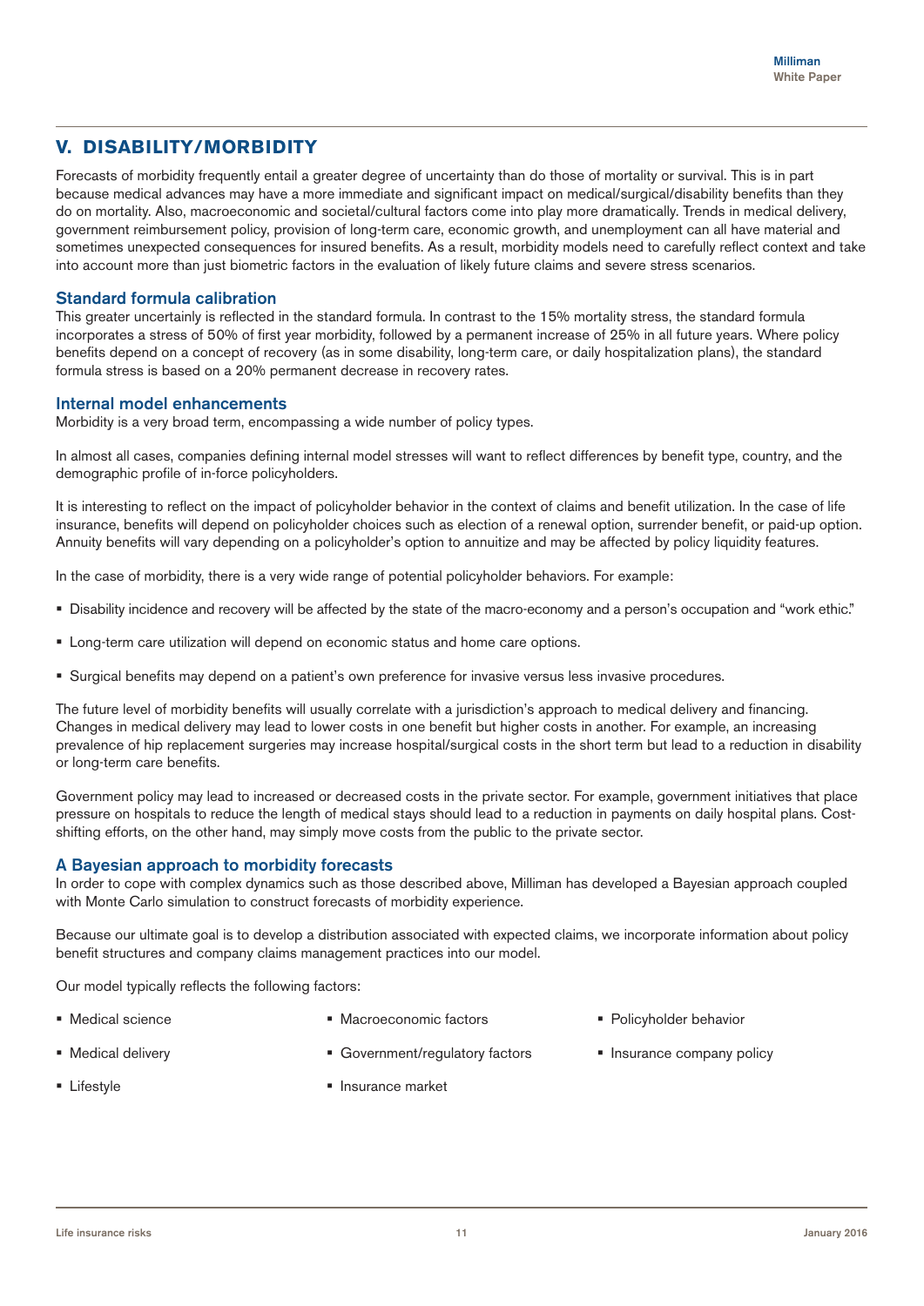## V. DISABILITY/MORBIDITY

Forecasts of morbidity frequently entail a greater degree of uncertainty than do those of mortality or survival. This is in part because medical advances may have a more immediate and significant impact on medical/surgical/disability benefits than they do on mortality. Also, macroeconomic and societal/cultural factors come into play more dramatically. Trends in medical delivery, government reimbursement policy, provision of long-term care, economic growth, and unemployment can all have material and sometimes unexpected consequences for insured benefits. As a result, morbidity models need to carefully reflect context and take into account more than just biometric factors in the evaluation of likely future claims and severe stress scenarios.

### Standard formula calibration

This greater uncertainly is reflected in the standard formula. In contrast to the 15% mortality stress, the standard formula incorporates a stress of 50% of first year morbidity, followed by a permanent increase of 25% in all future years. Where policy benefits depend on a concept of recovery (as in some disability, long-term care, or daily hospitalization plans), the standard formula stress is based on a 20% permanent decrease in recovery rates.

### Internal model enhancements

Morbidity is a very broad term, encompassing a wide number of policy types.

In almost all cases, companies defining internal model stresses will want to reflect differences by benefit type, country, and the demographic profile of in-force policyholders.

It is interesting to reflect on the impact of policyholder behavior in the context of claims and benefit utilization. In the case of life insurance, benefits will depend on policyholder choices such as election of a renewal option, surrender benefit, or paid-up option. Annuity benefits will vary depending on a policyholder's option to annuitize and may be affected by policy liquidity features.

In the case of morbidity, there is a very wide range of potential policyholder behaviors. For example:

- Disability incidence and recovery will be affected by the state of the macro-economy and a person's occupation and "work ethic."
- Long-term care utilization will depend on economic status and home care options.
- Surgical benefits may depend on a patient's own preference for invasive versus less invasive procedures.

The future level of morbidity benefits will usually correlate with a jurisdiction's approach to medical delivery and financing. Changes in medical delivery may lead to lower costs in one benefit but higher costs in another. For example, an increasing prevalence of hip replacement surgeries may increase hospital/surgical costs in the short term but lead to a reduction in disability or long-term care benefits.

Government policy may lead to increased or decreased costs in the private sector. For example, government initiatives that place pressure on hospitals to reduce the length of medical stays should lead to a reduction in payments on daily hospital plans. Cost-shifting efforts, on the other hand, may simply move costs from the public to the private sector.

### A Bayesian approach to morbidity forecasts

In order to cope with complex dynamics such as those described above, Milliman has developed a Bayesian approach coupled with Monte Carlo simulation to construct forecasts of morbidity experience.

Because our ultimate goal is to develop a distribution associated with expected claims, we incorporate information about policy benefit structures and company claims management practices into our model.

Our model typically reflects the following factors:

- Medical science
- Medical delivery
- Lifestyle
- Macroeconomic factors
- Government/regulatory factors
- Insurance market
- Policyholder behavior
- Insurance company policy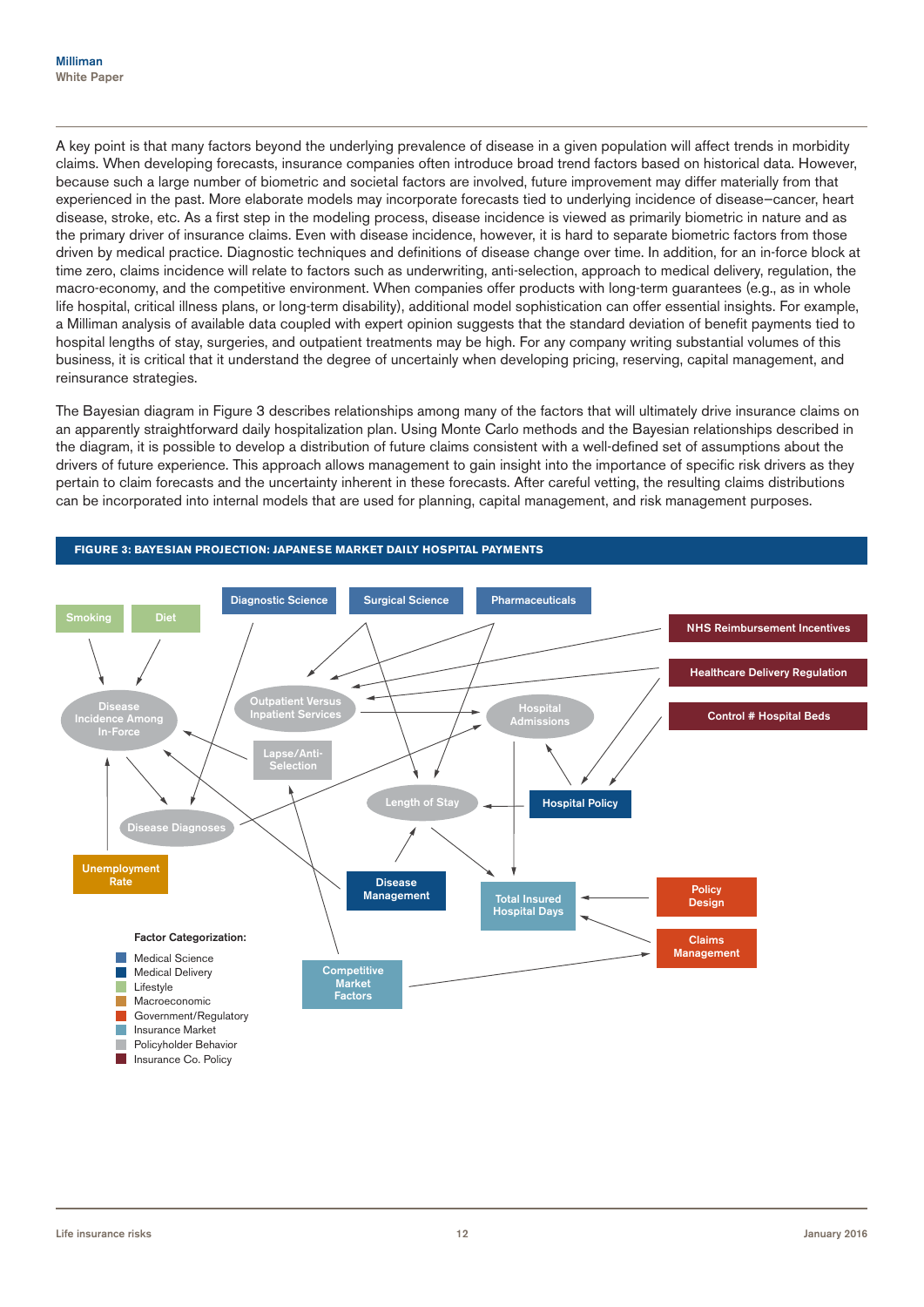A key point is that many factors beyond the underlying prevalence of disease in a given population will affect trends in morbidity claims. When developing forecasts, insurance companies often introduce broad trend factors based on historical data. However, because such a large number of biometric and societal factors are involved, future improvement may differ materially from that experienced in the past. More elaborate models may incorporate forecasts tied to underlying incidence of disease—cancer, heart disease, stroke, etc. As a first step in the modeling process, disease incidence is viewed as primarily biometric in nature and as the primary driver of insurance claims. Even with disease incidence, however, it is hard to separate biometric factors from those driven by medical practice. Diagnostic techniques and definitions of disease change over time. In addition, for an in-force block at time zero, claims incidence will relate to factors such as underwriting, anti-selection, approach to medical delivery, regulation, the macro-economy, and the competitive environment. When companies offer products with long-term guarantees (e.g., as in whole life hospital, critical illness plans, or long-term disability), additional model sophistication can offer essential insights. For example, a Milliman analysis of available data coupled with expert opinion suggests that the standard deviation of benefit payments tied to hospital lengths of stay, surgeries, and outpatient treatments may be high. For any company writing substantial volumes of this business, it is critical that it understand the degree of uncertainly when developing pricing, reserving, capital management, and reinsurance strategies.

The Bayesian diagram in Figure 3 describes relationships among many of the factors that will ultimately drive insurance claims on an apparently straightforward daily hospitalization plan. Using Monte Carlo methods and the Bayesian relationships described in the diagram, it is possible to develop a distribution of future claims consistent with a well-defined set of assumptions about the drivers of future experience. This approach allows management to gain insight into the importance of specific risk drivers as they pertain to claim forecasts and the uncertainty inherent in these forecasts. After careful vetting, the resulting claims distributions can be incorporated into internal models that are used for planning, capital management, and risk management purposes.

**FIGURE 3: BAYESIAN PROJECTION: JAPANESE MARKET DAILY HOSPITAL PAYMENTS**

Smoking · Diet · Diagnostic Science · Surgical Science · Pharmaceuticals · NHS Reimbursement Incentives · Healthcare Delivery Regulation · Control # Hospital Beds · Disease Incidence Among In-Force · Outpatient Versus Inpatient Services · Hospital Admissions · Lapse/Anti-Selection · Length of Stay · Hospital Policy · Disease Diagnoses · Unemployment Rate · Disease Management · Total Insured Hospital Days · Policy Design · Claims Management · Competitive Market Factors

Factor Categorization:
- Medical Science
- Medical Delivery
- Lifestyle
- Macroeconomic
- Government/Regulatory
- Insurance Market
- Policyholder Behavior
- Insurance Co. Policy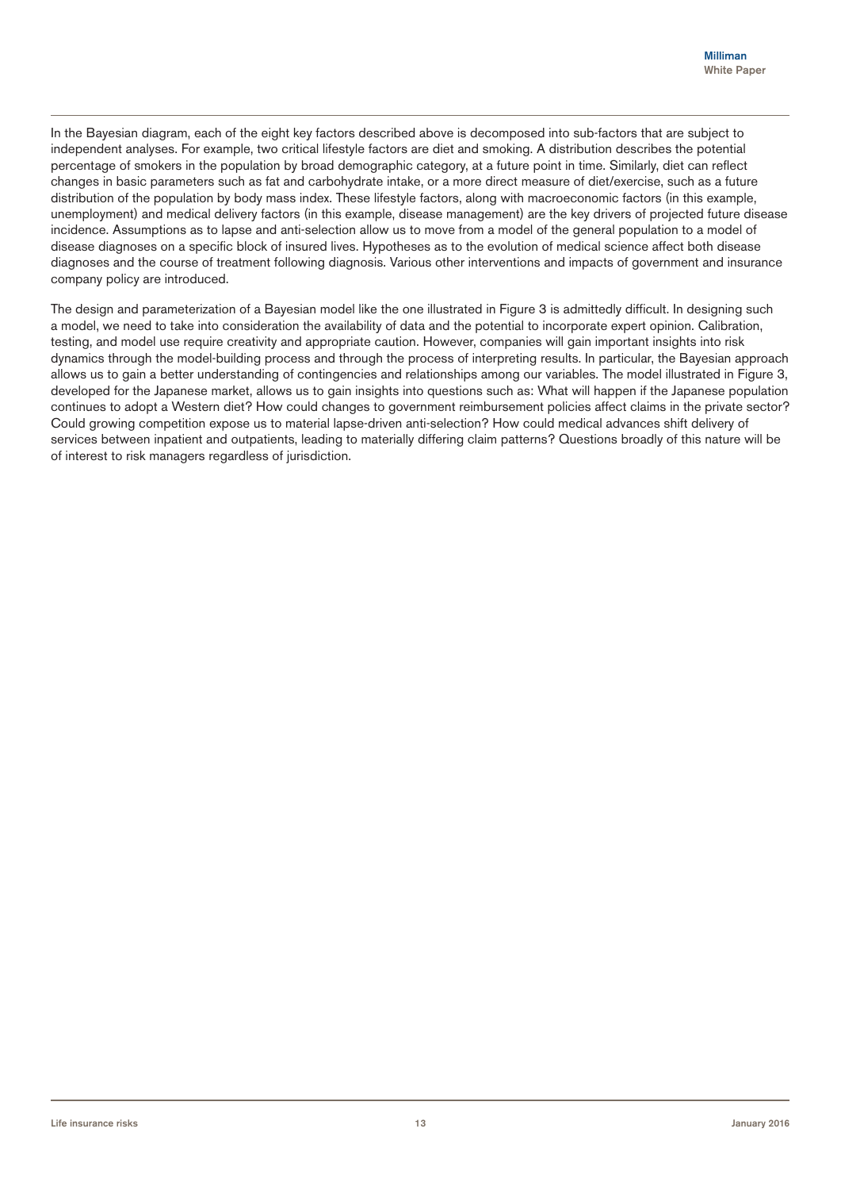In the Bayesian diagram, each of the eight key factors described above is decomposed into sub-factors that are subject to independent analyses. For example, two critical lifestyle factors are diet and smoking. A distribution describes the potential percentage of smokers in the population by broad demographic category, at a future point in time. Similarly, diet can reflect changes in basic parameters such as fat and carbohydrate intake, or a more direct measure of diet/exercise, such as a future distribution of the population by body mass index. These lifestyle factors, along with macroeconomic factors (in this example, unemployment) and medical delivery factors (in this example, disease management) are the key drivers of projected future disease incidence. Assumptions as to lapse and anti-selection allow us to move from a model of the general population to a model of disease diagnoses on a specific block of insured lives. Hypotheses as to the evolution of medical science affect both disease diagnoses and the course of treatment following diagnosis. Various other interventions and impacts of government and insurance company policy are introduced.

The design and parameterization of a Bayesian model like the one illustrated in Figure 3 is admittedly difficult. In designing such a model, we need to take into consideration the availability of data and the potential to incorporate expert opinion. Calibration, testing, and model use require creativity and appropriate caution. However, companies will gain important insights into risk dynamics through the model-building process and through the process of interpreting results. In particular, the Bayesian approach allows us to gain a better understanding of contingencies and relationships among our variables. The model illustrated in Figure 3, developed for the Japanese market, allows us to gain insights into questions such as: What will happen if the Japanese population continues to adopt a Western diet? How could changes to government reimbursement policies affect claims in the private sector? Could growing competition expose us to material lapse-driven anti-selection? How could medical advances shift delivery of services between inpatient and outpatients, leading to materially differing claim patterns? Questions broadly of this nature will be of interest to risk managers regardless of jurisdiction.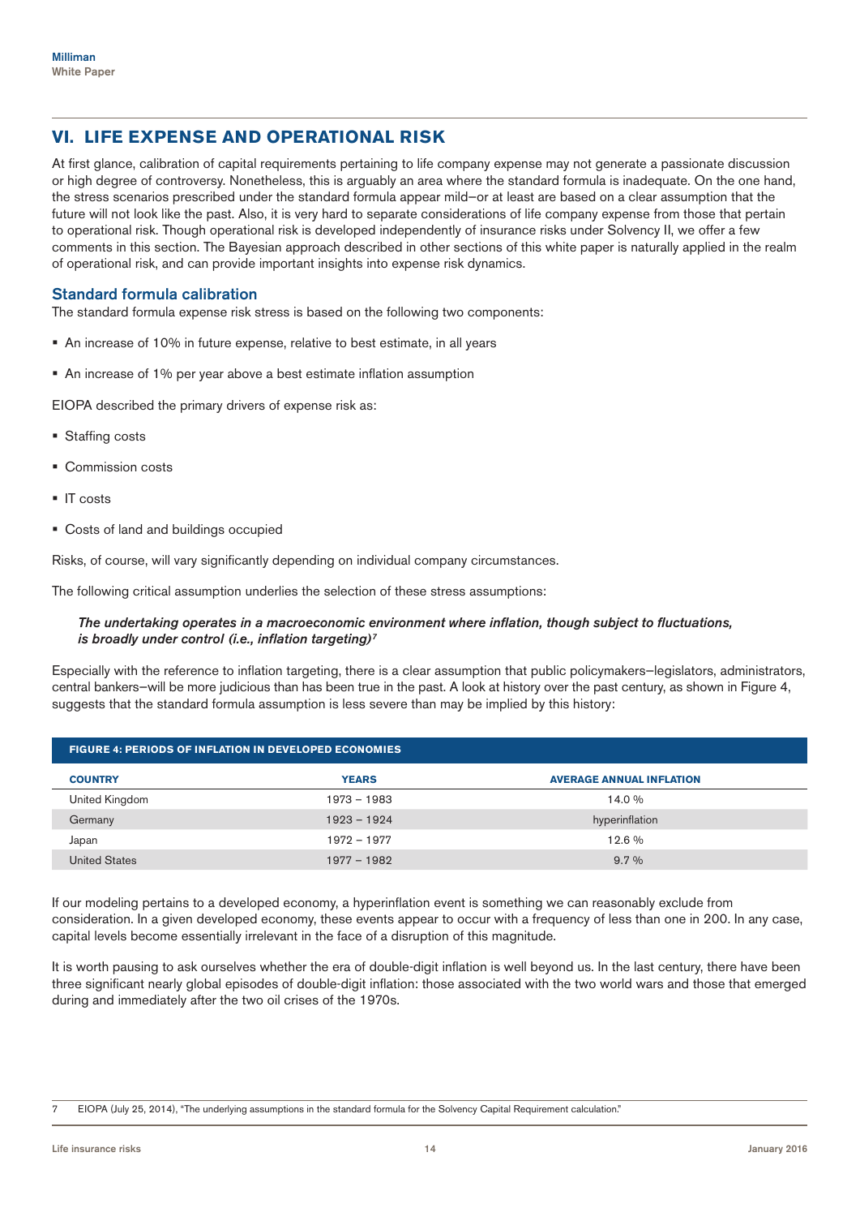## VI. LIFE EXPENSE AND OPERATIONAL RISK

At first glance, calibration of capital requirements pertaining to life company expense may not generate a passionate discussion or high degree of controversy. Nonetheless, this is arguably an area where the standard formula is inadequate. On the one hand, the stress scenarios prescribed under the standard formula appear mild—or at least are based on a clear assumption that the future will not look like the past. Also, it is very hard to separate considerations of life company expense from those that pertain to operational risk. Though operational risk is developed independently of insurance risks under Solvency II, we offer a few comments in this section. The Bayesian approach described in other sections of this white paper is naturally applied in the realm of operational risk, and can provide important insights into expense risk dynamics.

### Standard formula calibration

The standard formula expense risk stress is based on the following two components:

- An increase of 10% in future expense, relative to best estimate, in all years
- An increase of 1% per year above a best estimate inflation assumption

EIOPA described the primary drivers of expense risk as:

- Staffing costs
- Commission costs
- IT costs
- Costs of land and buildings occupied

Risks, of course, will vary significantly depending on individual company circumstances.

The following critical assumption underlies the selection of these stress assumptions:

> ***The undertaking operates in a macroeconomic environment where inflation, though subject to fluctuations, is broadly under control (i.e., inflation targeting)***[7]

Especially with the reference to inflation targeting, there is a clear assumption that public policymakers—legislators, administrators, central bankers—will be more judicious than has been true in the past. A look at history over the past century, as shown in Figure 4, suggests that the standard formula assumption is less severe than may be implied by this history:

**FIGURE 4: PERIODS OF INFLATION IN DEVELOPED ECONOMIES**

| COUNTRY | YEARS | AVERAGE ANNUAL INFLATION |
|---|---|---|
| United Kingdom | 1973 – 1983 | 14.0 % |
| Germany | 1923 – 1924 | hyperinflation |
| Japan | 1972 – 1977 | 12.6 % |
| United States | 1977 – 1982 | 9.7 % |

If our modeling pertains to a developed economy, a hyperinflation event is something we can reasonably exclude from consideration. In a given developed economy, these events appear to occur with a frequency of less than one in 200. In any case, capital levels become essentially irrelevant in the face of a disruption of this magnitude.

It is worth pausing to ask ourselves whether the era of double-digit inflation is well beyond us. In the last century, there have been three significant nearly global episodes of double-digit inflation: those associated with the two world wars and those that emerged during and immediately after the two oil crises of the 1970s.

---

7 EIOPA (July 25, 2014), "The underlying assumptions in the standard formula for the Solvency Capital Requirement calculation."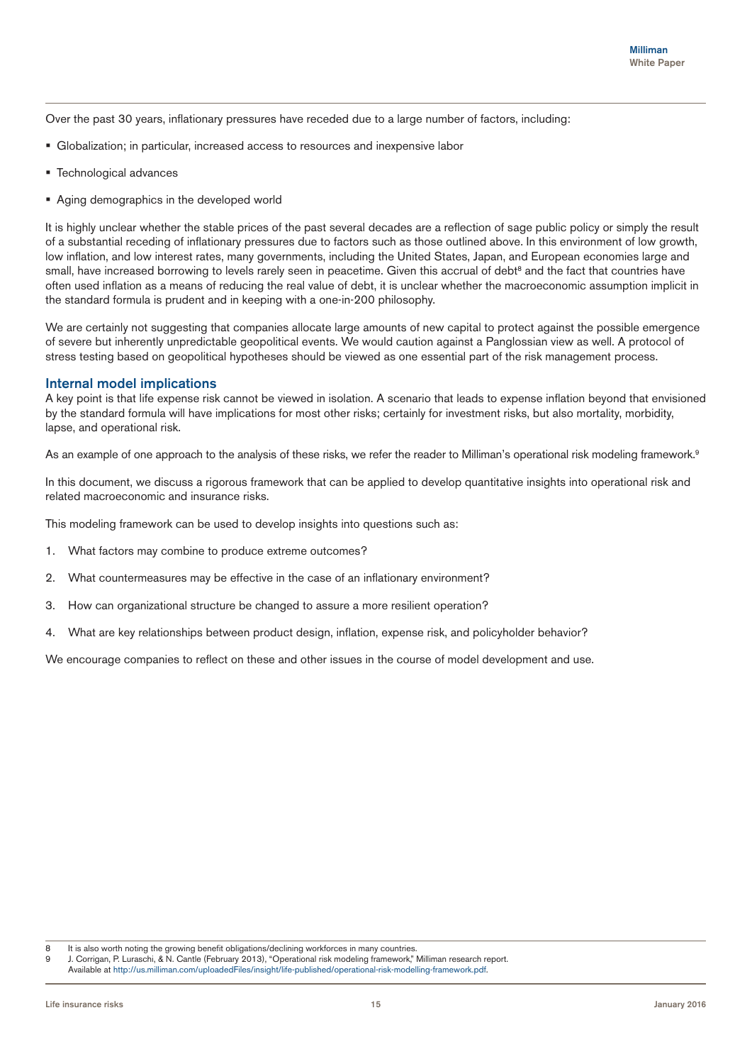Over the past 30 years, inflationary pressures have receded due to a large number of factors, including:

- Globalization; in particular, increased access to resources and inexpensive labor
- Technological advances
- Aging demographics in the developed world

It is highly unclear whether the stable prices of the past several decades are a reflection of sage public policy or simply the result of a substantial receding of inflationary pressures due to factors such as those outlined above. In this environment of low growth, low inflation, and low interest rates, many governments, including the United States, Japan, and European economies large and small, have increased borrowing to levels rarely seen in peacetime. Given this accrual of debt[8] and the fact that countries have often used inflation as a means of reducing the real value of debt, it is unclear whether the macroeconomic assumption implicit in the standard formula is prudent and in keeping with a one-in-200 philosophy.

We are certainly not suggesting that companies allocate large amounts of new capital to protect against the possible emergence of severe but inherently unpredictable geopolitical events. We would caution against a Panglossian view as well. A protocol of stress testing based on geopolitical hypotheses should be viewed as one essential part of the risk management process.

## Internal model implications

A key point is that life expense risk cannot be viewed in isolation. A scenario that leads to expense inflation beyond that envisioned by the standard formula will have implications for most other risks; certainly for investment risks, but also mortality, morbidity, lapse, and operational risk.

As an example of one approach to the analysis of these risks, we refer the reader to Milliman's operational risk modeling framework.[9]

In this document, we discuss a rigorous framework that can be applied to develop quantitative insights into operational risk and related macroeconomic and insurance risks.

This modeling framework can be used to develop insights into questions such as:

1. What factors may combine to produce extreme outcomes?
2. What countermeasures may be effective in the case of an inflationary environment?
3. How can organizational structure be changed to assure a more resilient operation?
4. What are key relationships between product design, inflation, expense risk, and policyholder behavior?

We encourage companies to reflect on these and other issues in the course of model development and use.

---

8 It is also worth noting the growing benefit obligations/declining workforces in many countries.

9 J. Corrigan, P. Luraschi, & N. Cantle (February 2013), "Operational risk modeling framework," Milliman research report. Available at http://us.milliman.com/uploadedFiles/insight/life-published/operational-risk-modelling-framework.pdf.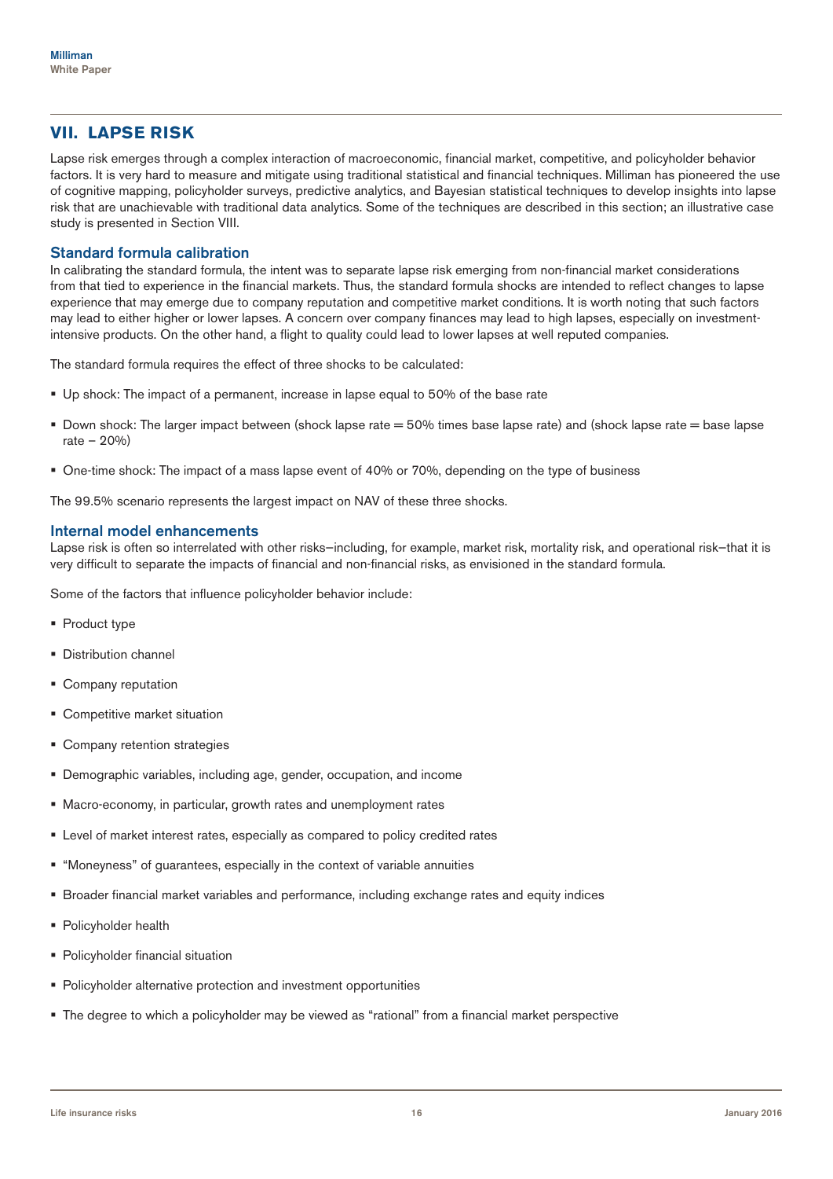## VII. LAPSE RISK

Lapse risk emerges through a complex interaction of macroeconomic, financial market, competitive, and policyholder behavior factors. It is very hard to measure and mitigate using traditional statistical and financial techniques. Milliman has pioneered the use of cognitive mapping, policyholder surveys, predictive analytics, and Bayesian statistical techniques to develop insights into lapse risk that are unachievable with traditional data analytics. Some of the techniques are described in this section; an illustrative case study is presented in Section VIII.

### Standard formula calibration

In calibrating the standard formula, the intent was to separate lapse risk emerging from non-financial market considerations from that tied to experience in the financial markets. Thus, the standard formula shocks are intended to reflect changes to lapse experience that may emerge due to company reputation and competitive market conditions. It is worth noting that such factors may lead to either higher or lower lapses. A concern over company finances may lead to high lapses, especially on investment-intensive products. On the other hand, a flight to quality could lead to lower lapses at well reputed companies.

The standard formula requires the effect of three shocks to be calculated:

- Up shock: The impact of a permanent, increase in lapse equal to 50% of the base rate
- Down shock: The larger impact between (shock lapse rate = 50% times base lapse rate) and (shock lapse rate = base lapse rate – 20%)
- One-time shock: The impact of a mass lapse event of 40% or 70%, depending on the type of business

The 99.5% scenario represents the largest impact on NAV of these three shocks.

### Internal model enhancements

Lapse risk is often so interrelated with other risks—including, for example, market risk, mortality risk, and operational risk—that it is very difficult to separate the impacts of financial and non-financial risks, as envisioned in the standard formula.

Some of the factors that influence policyholder behavior include:

- Product type
- Distribution channel
- Company reputation
- Competitive market situation
- Company retention strategies
- Demographic variables, including age, gender, occupation, and income
- Macro-economy, in particular, growth rates and unemployment rates
- Level of market interest rates, especially as compared to policy credited rates
- "Moneyness" of guarantees, especially in the context of variable annuities
- Broader financial market variables and performance, including exchange rates and equity indices
- Policyholder health
- Policyholder financial situation
- Policyholder alternative protection and investment opportunities
- The degree to which a policyholder may be viewed as "rational" from a financial market perspective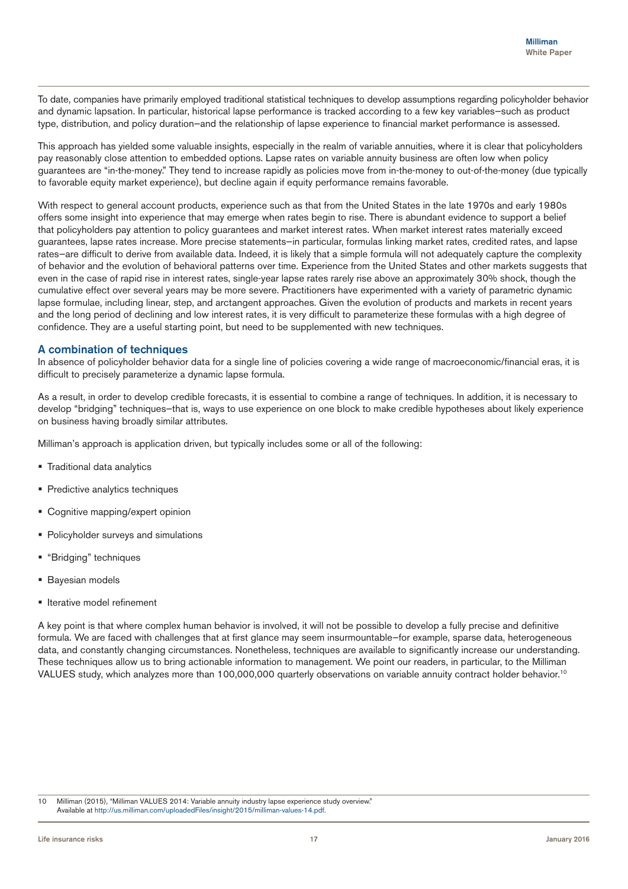To date, companies have primarily employed traditional statistical techniques to develop assumptions regarding policyholder behavior and dynamic lapsation. In particular, historical lapse performance is tracked according to a few key variables—such as product type, distribution, and policy duration—and the relationship of lapse experience to financial market performance is assessed.

This approach has yielded some valuable insights, especially in the realm of variable annuities, where it is clear that policyholders pay reasonably close attention to embedded options. Lapse rates on variable annuity business are often low when policy guarantees are "in-the-money." They tend to increase rapidly as policies move from in-the-money to out-of-the-money (due typically to favorable equity market experience), but decline again if equity performance remains favorable.

With respect to general account products, experience such as that from the United States in the late 1970s and early 1980s offers some insight into experience that may emerge when rates begin to rise. There is abundant evidence to support a belief that policyholders pay attention to policy guarantees and market interest rates. When market interest rates materially exceed guarantees, lapse rates increase. More precise statements—in particular, formulas linking market rates, credited rates, and lapse rates—are difficult to derive from available data. Indeed, it is likely that a simple formula will not adequately capture the complexity of behavior and the evolution of behavioral patterns over time. Experience from the United States and other markets suggests that even in the case of rapid rise in interest rates, single-year lapse rates rarely rise above an approximately 30% shock, though the cumulative effect over several years may be more severe. Practitioners have experimented with a variety of parametric dynamic lapse formulae, including linear, step, and arctangent approaches. Given the evolution of products and markets in recent years and the long period of declining and low interest rates, it is very difficult to parameterize these formulas with a high degree of confidence. They are a useful starting point, but need to be supplemented with new techniques.

## A combination of techniques

In absence of policyholder behavior data for a single line of policies covering a wide range of macroeconomic/financial eras, it is difficult to precisely parameterize a dynamic lapse formula.

As a result, in order to develop credible forecasts, it is essential to combine a range of techniques. In addition, it is necessary to develop "bridging" techniques—that is, ways to use experience on one block to make credible hypotheses about likely experience on business having broadly similar attributes.

Milliman's approach is application driven, but typically includes some or all of the following:

- Traditional data analytics
- Predictive analytics techniques
- Cognitive mapping/expert opinion
- Policyholder surveys and simulations
- "Bridging" techniques
- Bayesian models
- Iterative model refinement

A key point is that where complex human behavior is involved, it will not be possible to develop a fully precise and definitive formula. We are faced with challenges that at first glance may seem insurmountable—for example, sparse data, heterogeneous data, and constantly changing circumstances. Nonetheless, techniques are available to significantly increase our understanding. These techniques allow us to bring actionable information to management. We point our readers, in particular, to the Milliman VALUES study, which analyzes more than 100,000,000 quarterly observations on variable annuity contract holder behavior.[10]

10 Milliman (2015), "Milliman VALUES 2014: Variable annuity industry lapse experience study overview." Available at http://us.milliman.com/uploadedFiles/insight/2015/milliman-values-14.pdf.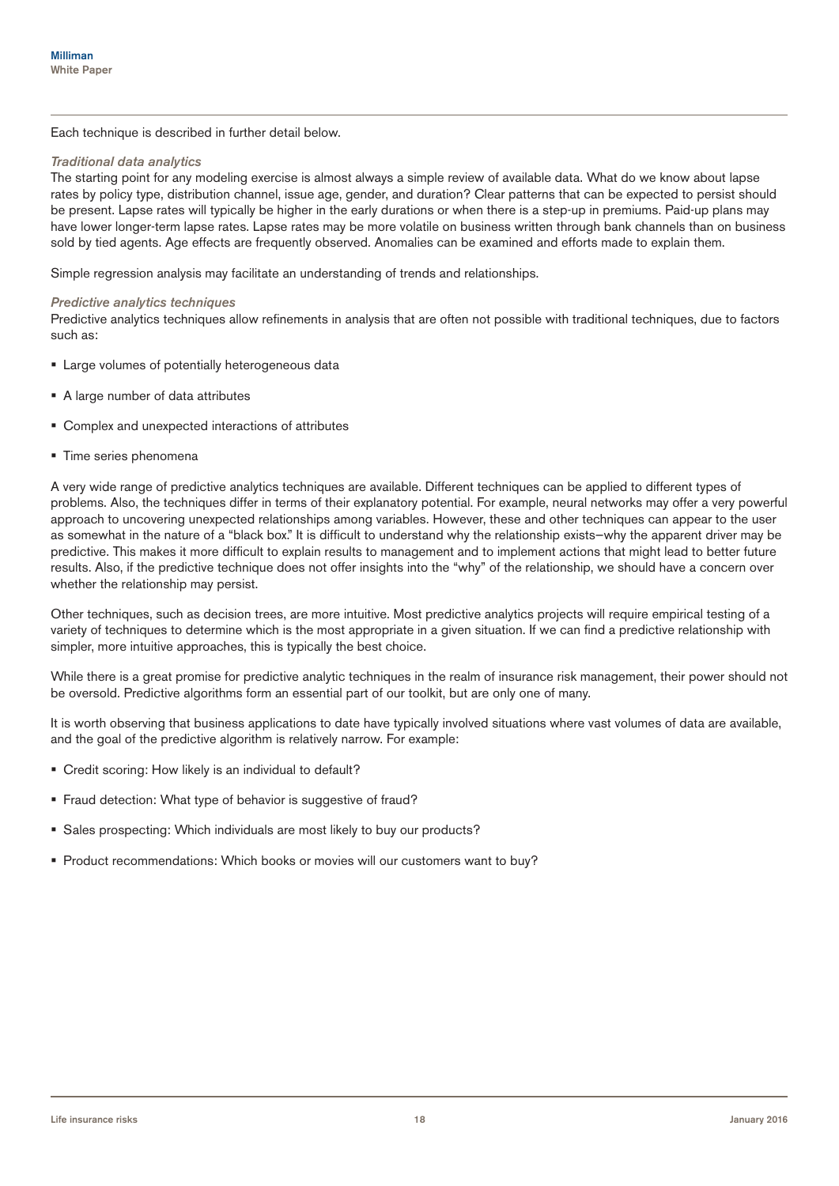Each technique is described in further detail below.

*Traditional data analytics*

The starting point for any modeling exercise is almost always a simple review of available data. What do we know about lapse rates by policy type, distribution channel, issue age, gender, and duration? Clear patterns that can be expected to persist should be present. Lapse rates will typically be higher in the early durations or when there is a step-up in premiums. Paid-up plans may have lower longer-term lapse rates. Lapse rates may be more volatile on business written through bank channels than on business sold by tied agents. Age effects are frequently observed. Anomalies can be examined and efforts made to explain them.

Simple regression analysis may facilitate an understanding of trends and relationships.

*Predictive analytics techniques*

Predictive analytics techniques allow refinements in analysis that are often not possible with traditional techniques, due to factors such as:

- Large volumes of potentially heterogeneous data
- A large number of data attributes
- Complex and unexpected interactions of attributes
- Time series phenomena

A very wide range of predictive analytics techniques are available. Different techniques can be applied to different types of problems. Also, the techniques differ in terms of their explanatory potential. For example, neural networks may offer a very powerful approach to uncovering unexpected relationships among variables. However, these and other techniques can appear to the user as somewhat in the nature of a "black box." It is difficult to understand why the relationship exists—why the apparent driver may be predictive. This makes it more difficult to explain results to management and to implement actions that might lead to better future results. Also, if the predictive technique does not offer insights into the "why" of the relationship, we should have a concern over whether the relationship may persist.

Other techniques, such as decision trees, are more intuitive. Most predictive analytics projects will require empirical testing of a variety of techniques to determine which is the most appropriate in a given situation. If we can find a predictive relationship with simpler, more intuitive approaches, this is typically the best choice.

While there is a great promise for predictive analytic techniques in the realm of insurance risk management, their power should not be oversold. Predictive algorithms form an essential part of our toolkit, but are only one of many.

It is worth observing that business applications to date have typically involved situations where vast volumes of data are available, and the goal of the predictive algorithm is relatively narrow. For example:

- Credit scoring: How likely is an individual to default?
- Fraud detection: What type of behavior is suggestive of fraud?
- Sales prospecting: Which individuals are most likely to buy our products?
- Product recommendations: Which books or movies will our customers want to buy?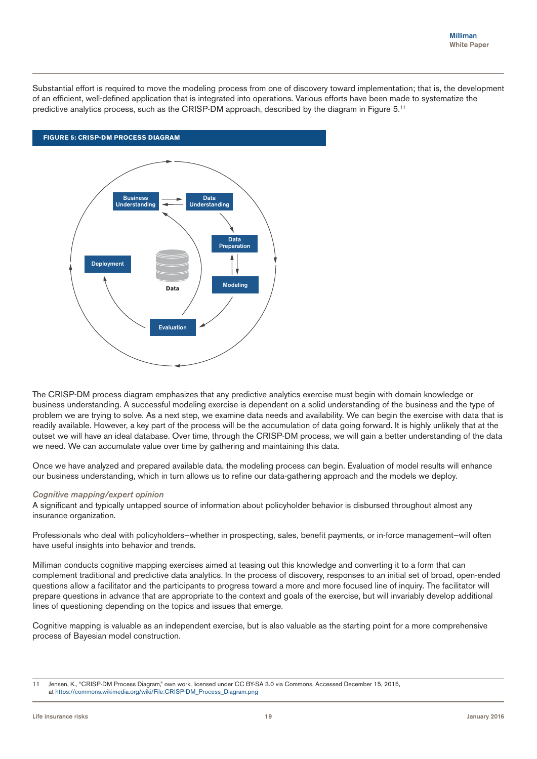Substantial effort is required to move the modeling process from one of discovery toward implementation; that is, the development of an efficient, well-defined application that is integrated into operations. Various efforts have been made to systematize the predictive analytics process, such as the CRISP-DM approach, described by the diagram in Figure 5.[11]

**FIGURE 5: CRISP-DM PROCESS DIAGRAM**

Business Understanding

Data Understanding

Data Preparation

Modeling

Evaluation

Deployment

Data

The CRISP-DM process diagram emphasizes that any predictive analytics exercise must begin with domain knowledge or business understanding. A successful modeling exercise is dependent on a solid understanding of the business and the type of problem we are trying to solve. As a next step, we examine data needs and availability. We can begin the exercise with data that is readily available. However, a key part of the process will be the accumulation of data going forward. It is highly unlikely that at the outset we will have an ideal database. Over time, through the CRISP-DM process, we will gain a better understanding of the data we need. We can accumulate value over time by gathering and maintaining this data.

Once we have analyzed and prepared available data, the modeling process can begin. Evaluation of model results will enhance our business understanding, which in turn allows us to refine our data-gathering approach and the models we deploy.

### *Cognitive mapping/expert opinion*

A significant and typically untapped source of information about policyholder behavior is disbursed throughout almost any insurance organization.

Professionals who deal with policyholders–whether in prospecting, sales, benefit payments, or in-force management–will often have useful insights into behavior and trends.

Milliman conducts cognitive mapping exercises aimed at teasing out this knowledge and converting it to a form that can complement traditional and predictive data analytics. In the process of discovery, responses to an initial set of broad, open-ended questions allow a facilitator and the participants to progress toward a more and more focused line of inquiry. The facilitator will prepare questions in advance that are appropriate to the context and goals of the exercise, but will invariably develop additional lines of questioning depending on the topics and issues that emerge.

Cognitive mapping is valuable as an independent exercise, but is also valuable as the starting point for a more comprehensive process of Bayesian model construction.

---

11 Jensen, K., "CRISP-DM Process Diagram," own work, licensed under CC BY-SA 3.0 via Commons. Accessed December 15, 2015, at https://commons.wikimedia.org/wiki/File:CRISP-DM_Process_Diagram.png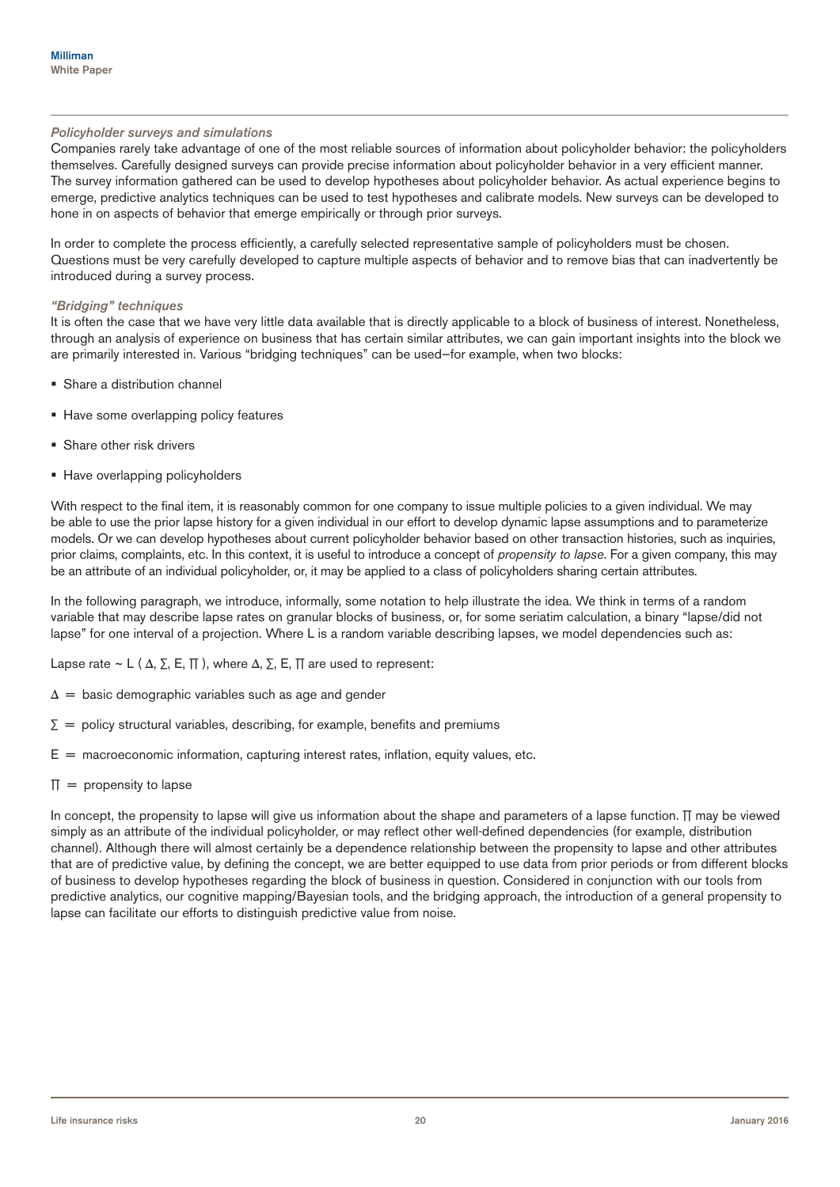*Policyholder surveys and simulations*

Companies rarely take advantage of one of the most reliable sources of information about policyholder behavior: the policyholders themselves. Carefully designed surveys can provide precise information about policyholder behavior in a very efficient manner. The survey information gathered can be used to develop hypotheses about policyholder behavior. As actual experience begins to emerge, predictive analytics techniques can be used to test hypotheses and calibrate models. New surveys can be developed to hone in on aspects of behavior that emerge empirically or through prior surveys.

In order to complete the process efficiently, a carefully selected representative sample of policyholders must be chosen. Questions must be very carefully developed to capture multiple aspects of behavior and to remove bias that can inadvertently be introduced during a survey process.

*"Bridging" techniques*

It is often the case that we have very little data available that is directly applicable to a block of business of interest. Nonetheless, through an analysis of experience on business that has certain similar attributes, we can gain important insights into the block we are primarily interested in. Various "bridging techniques" can be used–for example, when two blocks:

- Share a distribution channel
- Have some overlapping policy features
- Share other risk drivers
- Have overlapping policyholders

With respect to the final item, it is reasonably common for one company to issue multiple policies to a given individual. We may be able to use the prior lapse history for a given individual in our effort to develop dynamic lapse assumptions and to parameterize models. Or we can develop hypotheses about current policyholder behavior based on other transaction histories, such as inquiries, prior claims, complaints, etc. In this context, it is useful to introduce a concept of *propensity to lapse*. For a given company, this may be an attribute of an individual policyholder, or, it may be applied to a class of policyholders sharing certain attributes.

In the following paragraph, we introduce, informally, some notation to help illustrate the idea. We think in terms of a random variable that may describe lapse rates on granular blocks of business, or, for some seriatim calculation, a binary "lapse/did not lapse" for one interval of a projection. Where L is a random variable describing lapses, we model dependencies such as:

Lapse rate ~ $L(\Delta, \Sigma, E, \Pi)$, where $\Delta$, $\Sigma$, $E$, $\Pi$ are used to represent:

$\Delta$ = basic demographic variables such as age and gender

$\Sigma$ = policy structural variables, describing, for example, benefits and premiums

$E$ = macroeconomic information, capturing interest rates, inflation, equity values, etc.

$\Pi$ = propensity to lapse

In concept, the propensity to lapse will give us information about the shape and parameters of a lapse function. $\Pi$ may be viewed simply as an attribute of the individual policyholder, or may reflect other well-defined dependencies (for example, distribution channel). Although there will almost certainly be a dependence relationship between the propensity to lapse and other attributes that are of predictive value, by defining the concept, we are better equipped to use data from prior periods or from different blocks of business to develop hypotheses regarding the block of business in question. Considered in conjunction with our tools from predictive analytics, our cognitive mapping/Bayesian tools, and the bridging approach, the introduction of a general propensity to lapse can facilitate our efforts to distinguish predictive value from noise.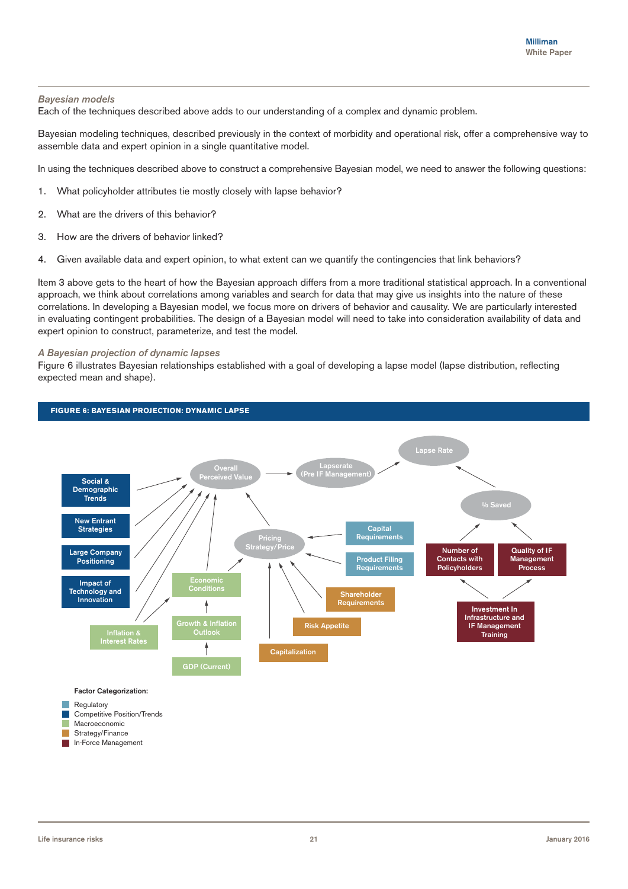*Bayesian models*

Each of the techniques described above adds to our understanding of a complex and dynamic problem.

Bayesian modeling techniques, described previously in the context of morbidity and operational risk, offer a comprehensive way to assemble data and expert opinion in a single quantitative model.

In using the techniques described above to construct a comprehensive Bayesian model, we need to answer the following questions:

1. What policyholder attributes tie mostly closely with lapse behavior?
2. What are the drivers of this behavior?
3. How are the drivers of behavior linked?
4. Given available data and expert opinion, to what extent can we quantify the contingencies that link behaviors?

Item 3 above gets to the heart of how the Bayesian approach differs from a more traditional statistical approach. In a conventional approach, we think about correlations among variables and search for data that may give us insights into the nature of these correlations. In developing a Bayesian model, we focus more on drivers of behavior and causality. We are particularly interested in evaluating contingent probabilities. The design of a Bayesian model will need to take into consideration availability of data and expert opinion to construct, parameterize, and test the model.

*A Bayesian projection of dynamic lapses*

Figure 6 illustrates Bayesian relationships established with a goal of developing a lapse model (lapse distribution, reflecting expected mean and shape).

**FIGURE 6: BAYESIAN PROJECTION: DYNAMIC LAPSE**

Lapse Rate

Overall Perceived Value

Lapserate (Pre IF Management)

% Saved

Social & Demographic Trends

New Entrant Strategies

Large Company Positioning

Impact of Technology and Innovation

Inflation & Interest Rates

Pricing Strategy/Price

Capital Requirements

Product Filing Requirements

Shareholder Requirements

Risk Appetite

Capitalization

Economic Conditions

Growth & Inflation Outlook

GDP (Current)

Number of Contacts with Policyholders

Quality of IF Management Process

Investment In Infrastructure and IF Management Training

Factor Categorization:

- Regulatory
- Competitive Position/Trends
- Macroeconomic
- Strategy/Finance
- In-Force Management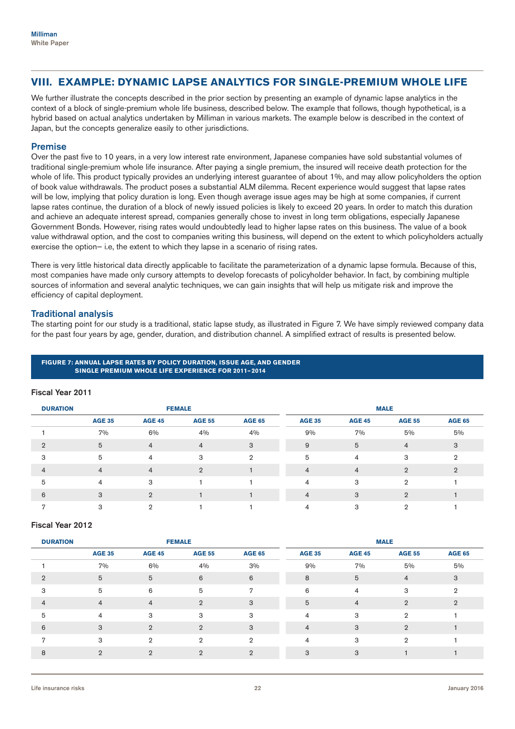## VIII. EXAMPLE: DYNAMIC LAPSE ANALYTICS FOR SINGLE-PREMIUM WHOLE LIFE

We further illustrate the concepts described in the prior section by presenting an example of dynamic lapse analytics in the context of a block of single-premium whole life business, described below. The example that follows, though hypothetical, is a hybrid based on actual analytics undertaken by Milliman in various markets. The example below is described in the context of Japan, but the concepts generalize easily to other jurisdictions.

### Premise

Over the past five to 10 years, in a very low interest rate environment, Japanese companies have sold substantial volumes of traditional single-premium whole life insurance. After paying a single premium, the insured will receive death protection for the whole of life. This product typically provides an underlying interest guarantee of about 1%, and may allow policyholders the option of book value withdrawals. The product poses a substantial ALM dilemma. Recent experience would suggest that lapse rates will be low, implying that policy duration is long. Even though average issue ages may be high at some companies, if current lapse rates continue, the duration of a block of newly issued policies is likely to exceed 20 years. In order to match this duration and achieve an adequate interest spread, companies generally chose to invest in long term obligations, especially Japanese Government Bonds. However, rising rates would undoubtedly lead to higher lapse rates on this business. The value of a book value withdrawal option, and the cost to companies writing this business, will depend on the extent to which policyholders actually exercise the option– i.e, the extent to which they lapse in a scenario of rising rates.

There is very little historical data directly applicable to facilitate the parameterization of a dynamic lapse formula. Because of this, most companies have made only cursory attempts to develop forecasts of policyholder behavior. In fact, by combining multiple sources of information and several analytic techniques, we can gain insights that will help us mitigate risk and improve the efficiency of capital deployment.

### Traditional analysis

The starting point for our study is a traditional, static lapse study, as illustrated in Figure 7. We have simply reviewed company data for the past four years by age, gender, duration, and distribution channel. A simplified extract of results is presented below.

**FIGURE 7: ANNUAL LAPSE RATES BY POLICY DURATION, ISSUE AGE, AND GENDER SINGLE PREMIUM WHOLE LIFE EXPERIENCE FOR 2011–2014**

**Fiscal Year 2011**

| DURATION | FEMALE | | | | MALE | | | |
|---|---|---|---|---|---|---|---|---|
| | AGE 35 | AGE 45 | AGE 55 | AGE 65 | AGE 35 | AGE 45 | AGE 55 | AGE 65 |
| 1 | 7% | 6% | 4% | 4% | 9% | 7% | 5% | 5% |
| 2 | 5 | 4 | 4 | 3 | 9 | 5 | 4 | 3 |
| 3 | 5 | 4 | 3 | 2 | 5 | 4 | 3 | 2 |
| 4 | 4 | 4 | 2 | 1 | 4 | 4 | 2 | 2 |
| 5 | 4 | 3 | 1 | 1 | 4 | 3 | 2 | 1 |
| 6 | 3 | 2 | 1 | 1 | 4 | 3 | 2 | 1 |
| 7 | 3 | 2 | 1 | 1 | 4 | 3 | 2 | 1 |

**Fiscal Year 2012**

| DURATION | FEMALE | | | | MALE | | | |
|---|---|---|---|---|---|---|---|---|
| | AGE 35 | AGE 45 | AGE 55 | AGE 65 | AGE 35 | AGE 45 | AGE 55 | AGE 65 |
| 1 | 7% | 6% | 4% | 3% | 9% | 7% | 5% | 5% |
| 2 | 5 | 5 | 6 | 6 | 8 | 5 | 4 | 3 |
| 3 | 5 | 6 | 5 | 7 | 6 | 4 | 3 | 2 |
| 4 | 4 | 4 | 2 | 3 | 5 | 4 | 2 | 2 |
| 5 | 4 | 3 | 3 | 3 | 4 | 3 | 2 | 1 |
| 6 | 3 | 2 | 2 | 3 | 4 | 3 | 2 | 1 |
| 7 | 3 | 2 | 2 | 2 | 4 | 3 | 2 | 1 |
| 8 | 2 | 2 | 2 | 2 | 3 | 3 | 1 | 1 |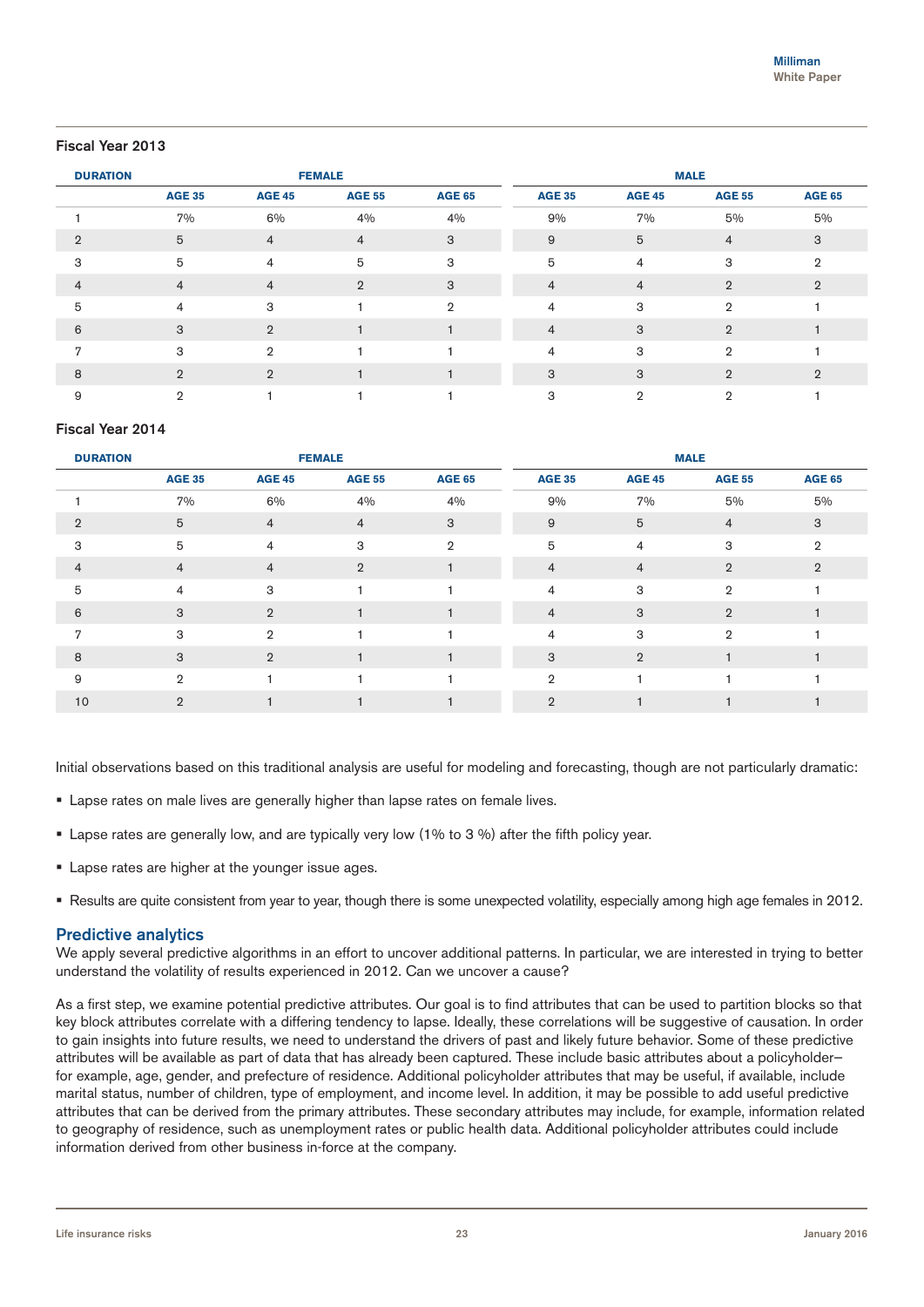### Fiscal Year 2013

| DURATION | FEMALE | | | | MALE | | | |
|---|---|---|---|---|---|---|---|---|
| | AGE 35 | AGE 45 | AGE 55 | AGE 65 | AGE 35 | AGE 45 | AGE 55 | AGE 65 |
| 1 | 7% | 6% | 4% | 4% | 9% | 7% | 5% | 5% |
| 2 | 5 | 4 | 4 | 3 | 9 | 5 | 4 | 3 |
| 3 | 5 | 4 | 5 | 3 | 5 | 4 | 3 | 2 |
| 4 | 4 | 4 | 2 | 3 | 4 | 4 | 2 | 2 |
| 5 | 4 | 3 | 1 | 2 | 4 | 3 | 2 | 1 |
| 6 | 3 | 2 | 1 | 1 | 4 | 3 | 2 | 1 |
| 7 | 3 | 2 | 1 | 1 | 4 | 3 | 2 | 1 |
| 8 | 2 | 2 | 1 | 1 | 3 | 3 | 2 | 2 |
| 9 | 2 | 1 | 1 | 1 | 3 | 2 | 2 | 1 |

### Fiscal Year 2014

| DURATION | FEMALE | | | | MALE | | | |
|---|---|---|---|---|---|---|---|---|
| | AGE 35 | AGE 45 | AGE 55 | AGE 65 | AGE 35 | AGE 45 | AGE 55 | AGE 65 |
| 1 | 7% | 6% | 4% | 4% | 9% | 7% | 5% | 5% |
| 2 | 5 | 4 | 4 | 3 | 9 | 5 | 4 | 3 |
| 3 | 5 | 4 | 3 | 2 | 5 | 4 | 3 | 2 |
| 4 | 4 | 4 | 2 | 1 | 4 | 4 | 2 | 2 |
| 5 | 4 | 3 | 1 | 1 | 4 | 3 | 2 | 1 |
| 6 | 3 | 2 | 1 | 1 | 4 | 3 | 2 | 1 |
| 7 | 3 | 2 | 1 | 1 | 4 | 3 | 2 | 1 |
| 8 | 3 | 2 | 1 | 1 | 3 | 2 | 1 | 1 |
| 9 | 2 | 1 | 1 | 1 | 2 | 1 | 1 | 1 |
| 10 | 2 | 1 | 1 | 1 | 2 | 1 | 1 | 1 |

Initial observations based on this traditional analysis are useful for modeling and forecasting, though are not particularly dramatic:

- Lapse rates on male lives are generally higher than lapse rates on female lives.
- Lapse rates are generally low, and are typically very low (1% to 3 %) after the fifth policy year.
- Lapse rates are higher at the younger issue ages.
- Results are quite consistent from year to year, though there is some unexpected volatility, especially among high age females in 2012.

## Predictive analytics

We apply several predictive algorithms in an effort to uncover additional patterns. In particular, we are interested in trying to better understand the volatility of results experienced in 2012. Can we uncover a cause?

As a first step, we examine potential predictive attributes. Our goal is to find attributes that can be used to partition blocks so that key block attributes correlate with a differing tendency to lapse. Ideally, these correlations will be suggestive of causation. In order to gain insights into future results, we need to understand the drivers of past and likely future behavior. Some of these predictive attributes will be available as part of data that has already been captured. These include basic attributes about a policyholder–for example, age, gender, and prefecture of residence. Additional policyholder attributes that may be useful, if available, include marital status, number of children, type of employment, and income level. In addition, it may be possible to add useful predictive attributes that can be derived from the primary attributes. These secondary attributes may include, for example, information related to geography of residence, such as unemployment rates or public health data. Additional policyholder attributes could include information derived from other business in-force at the company.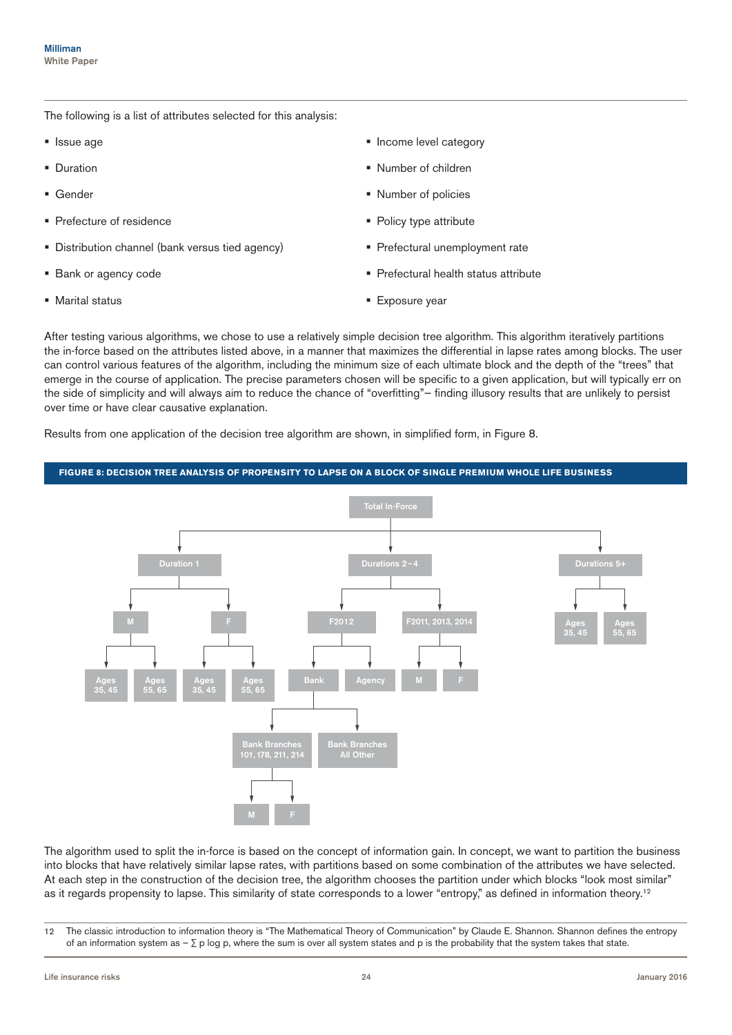The following is a list of attributes selected for this analysis:

- Issue age
- Duration
- Gender
- Prefecture of residence
- Distribution channel (bank versus tied agency)
- Bank or agency code
- Marital status
- Income level category
- Number of children
- Number of policies
- Policy type attribute
- Prefectural unemployment rate
- Prefectural health status attribute
- Exposure year

After testing various algorithms, we chose to use a relatively simple decision tree algorithm. This algorithm iteratively partitions the in-force based on the attributes listed above, in a manner that maximizes the differential in lapse rates among blocks. The user can control various features of the algorithm, including the minimum size of each ultimate block and the depth of the "trees" that emerge in the course of application. The precise parameters chosen will be specific to a given application, but will typically err on the side of simplicity and will always aim to reduce the chance of "overfitting"– finding illusory results that are unlikely to persist over time or have clear causative explanation.

Results from one application of the decision tree algorithm are shown, in simplified form, in Figure 8.

**FIGURE 8: DECISION TREE ANALYSIS OF PROPENSITY TO LAPSE ON A BLOCK OF SINGLE PREMIUM WHOLE LIFE BUSINESS**

- Total In-Force
  - Duration 1
    - M
      - Ages 35, 45
      - Ages 55, 65
    - F
      - Ages 35, 45
      - Ages 55, 65
  - Durations 2 – 4
    - F2012
      - Bank
        - Bank Branches 101, 178, 211, 214
          - M
          - F
        - Bank Branches All Other
      - Agency
    - F2011, 2013, 2014
      - M
      - F
  - Durations 5+
    - Ages 35, 45
    - Ages 55, 65

The algorithm used to split the in-force is based on the concept of information gain. In concept, we want to partition the business into blocks that have relatively similar lapse rates, with partitions based on some combination of the attributes we have selected. At each step in the construction of the decision tree, the algorithm chooses the partition under which blocks "look most similar" as it regards propensity to lapse. This similarity of state corresponds to a lower "entropy," as defined in information theory.[12]

12 The classic introduction to information theory is "The Mathematical Theory of Communication" by Claude E. Shannon. Shannon defines the entropy of an information system as $-\sum p \log p$, where the sum is over all system states and p is the probability that the system takes that state.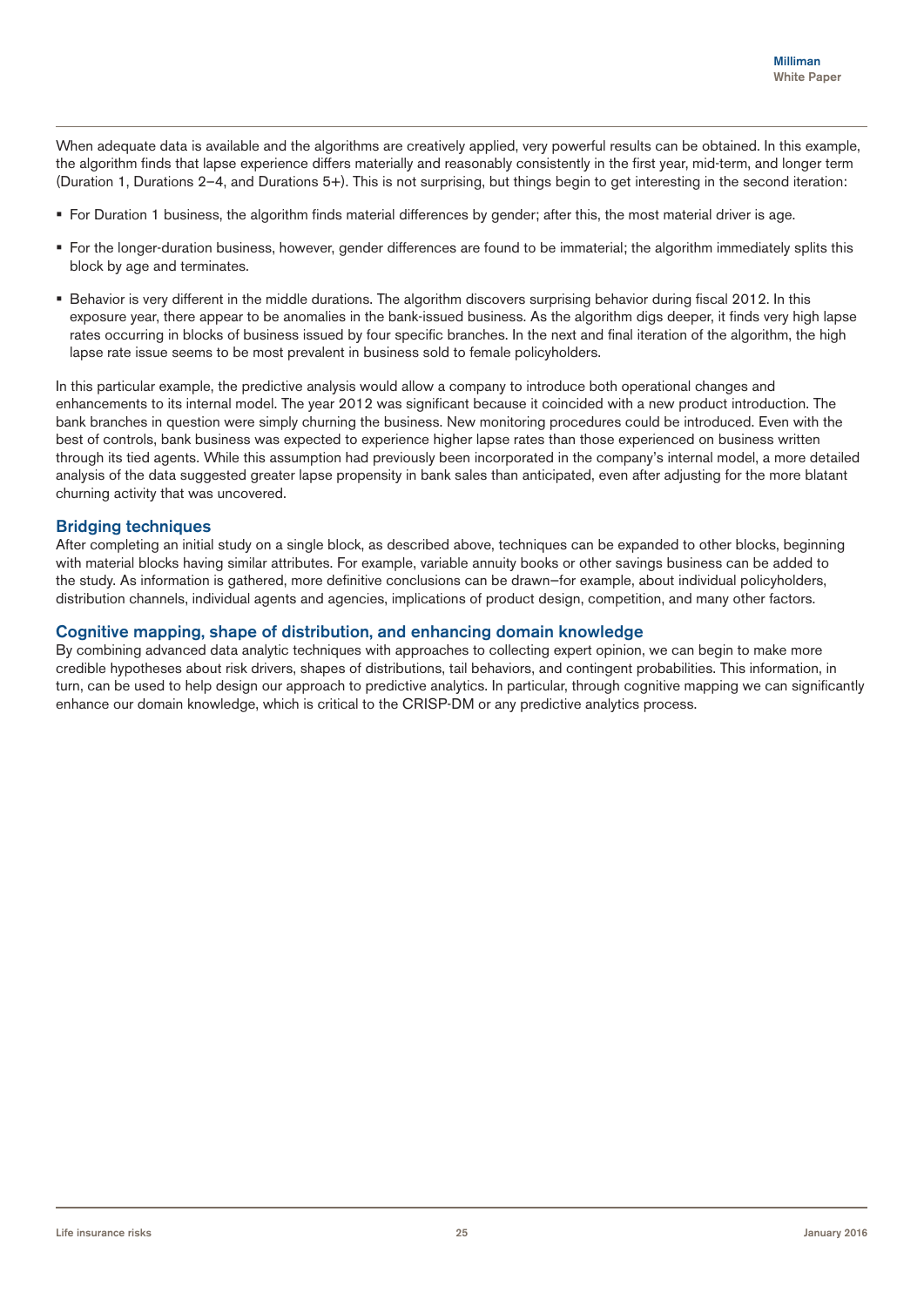When adequate data is available and the algorithms are creatively applied, very powerful results can be obtained. In this example, the algorithm finds that lapse experience differs materially and reasonably consistently in the first year, mid-term, and longer term (Duration 1, Durations 2–4, and Durations 5+). This is not surprising, but things begin to get interesting in the second iteration:

- For Duration 1 business, the algorithm finds material differences by gender; after this, the most material driver is age.
- For the longer-duration business, however, gender differences are found to be immaterial; the algorithm immediately splits this block by age and terminates.
- Behavior is very different in the middle durations. The algorithm discovers surprising behavior during fiscal 2012. In this exposure year, there appear to be anomalies in the bank-issued business. As the algorithm digs deeper, it finds very high lapse rates occurring in blocks of business issued by four specific branches. In the next and final iteration of the algorithm, the high lapse rate issue seems to be most prevalent in business sold to female policyholders.

In this particular example, the predictive analysis would allow a company to introduce both operational changes and enhancements to its internal model. The year 2012 was significant because it coincided with a new product introduction. The bank branches in question were simply churning the business. New monitoring procedures could be introduced. Even with the best of controls, bank business was expected to experience higher lapse rates than those experienced on business written through its tied agents. While this assumption had previously been incorporated in the company's internal model, a more detailed analysis of the data suggested greater lapse propensity in bank sales than anticipated, even after adjusting for the more blatant churning activity that was uncovered.

## Bridging techniques

After completing an initial study on a single block, as described above, techniques can be expanded to other blocks, beginning with material blocks having similar attributes. For example, variable annuity books or other savings business can be added to the study. As information is gathered, more definitive conclusions can be drawn—for example, about individual policyholders, distribution channels, individual agents and agencies, implications of product design, competition, and many other factors.

## Cognitive mapping, shape of distribution, and enhancing domain knowledge

By combining advanced data analytic techniques with approaches to collecting expert opinion, we can begin to make more credible hypotheses about risk drivers, shapes of distributions, tail behaviors, and contingent probabilities. This information, in turn, can be used to help design our approach to predictive analytics. In particular, through cognitive mapping we can significantly enhance our domain knowledge, which is critical to the CRISP-DM or any predictive analytics process.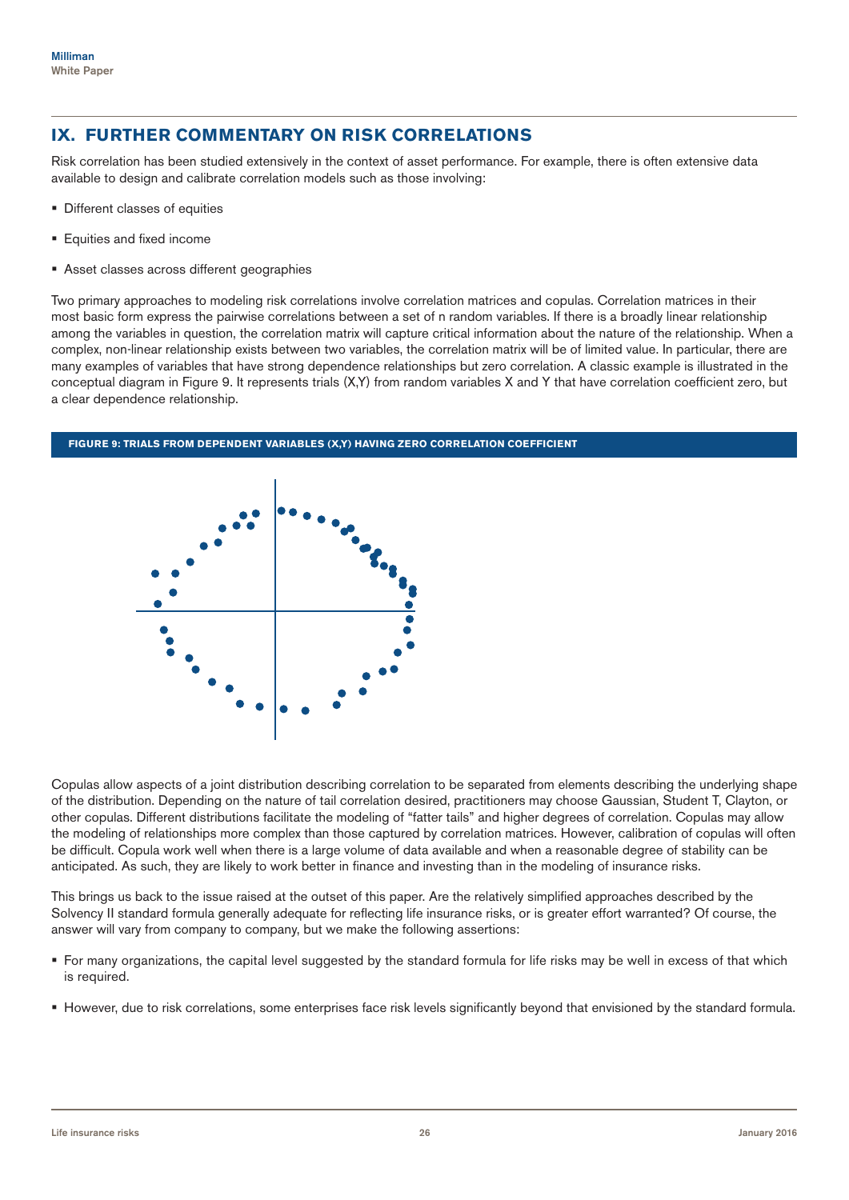## IX. FURTHER COMMENTARY ON RISK CORRELATIONS

Risk correlation has been studied extensively in the context of asset performance. For example, there is often extensive data available to design and calibrate correlation models such as those involving:

- Different classes of equities
- Equities and fixed income
- Asset classes across different geographies

Two primary approaches to modeling risk correlations involve correlation matrices and copulas. Correlation matrices in their most basic form express the pairwise correlations between a set of n random variables. If there is a broadly linear relationship among the variables in question, the correlation matrix will capture critical information about the nature of the relationship. When a complex, non-linear relationship exists between two variables, the correlation matrix will be of limited value. In particular, there are many examples of variables that have strong dependence relationships but zero correlation. A classic example is illustrated in the conceptual diagram in Figure 9. It represents trials (X,Y) from random variables X and Y that have correlation coefficient zero, but a clear dependence relationship.

**FIGURE 9: TRIALS FROM DEPENDENT VARIABLES (X,Y) HAVING ZERO CORRELATION COEFFICIENT**

Copulas allow aspects of a joint distribution describing correlation to be separated from elements describing the underlying shape of the distribution. Depending on the nature of tail correlation desired, practitioners may choose Gaussian, Student T, Clayton, or other copulas. Different distributions facilitate the modeling of "fatter tails" and higher degrees of correlation. Copulas may allow the modeling of relationships more complex than those captured by correlation matrices. However, calibration of copulas will often be difficult. Copula work well when there is a large volume of data available and when a reasonable degree of stability can be anticipated. As such, they are likely to work better in finance and investing than in the modeling of insurance risks.

This brings us back to the issue raised at the outset of this paper. Are the relatively simplified approaches described by the Solvency II standard formula generally adequate for reflecting life insurance risks, or is greater effort warranted? Of course, the answer will vary from company to company, but we make the following assertions:

- For many organizations, the capital level suggested by the standard formula for life risks may be well in excess of that which is required.
- However, due to risk correlations, some enterprises face risk levels significantly beyond that envisioned by the standard formula.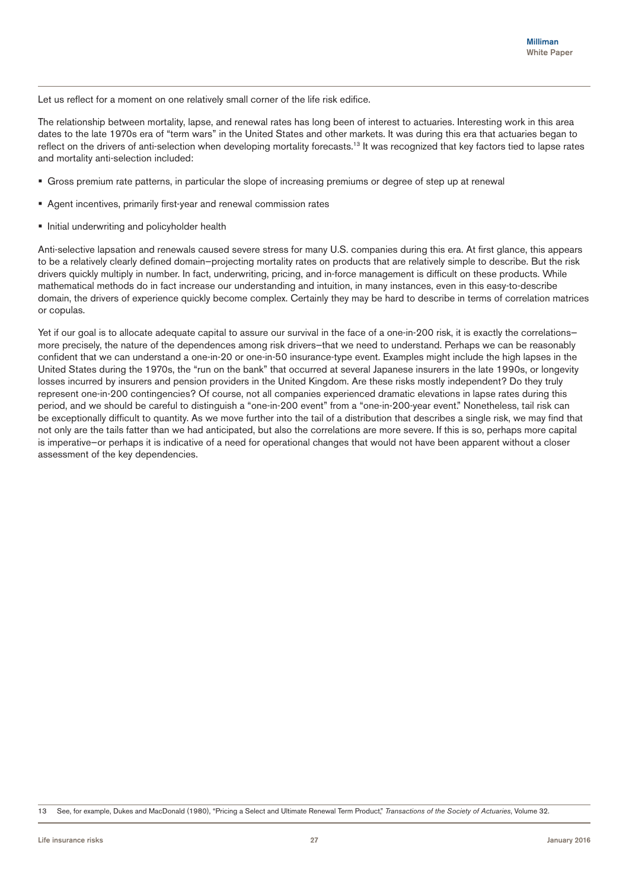Let us reflect for a moment on one relatively small corner of the life risk edifice.

The relationship between mortality, lapse, and renewal rates has long been of interest to actuaries. Interesting work in this area dates to the late 1970s era of "term wars" in the United States and other markets. It was during this era that actuaries began to reflect on the drivers of anti-selection when developing mortality forecasts.[13] It was recognized that key factors tied to lapse rates and mortality anti-selection included:

- Gross premium rate patterns, in particular the slope of increasing premiums or degree of step up at renewal
- Agent incentives, primarily first-year and renewal commission rates
- Initial underwriting and policyholder health

Anti-selective lapsation and renewals caused severe stress for many U.S. companies during this era. At first glance, this appears to be a relatively clearly defined domain—projecting mortality rates on products that are relatively simple to describe. But the risk drivers quickly multiply in number. In fact, underwriting, pricing, and in-force management is difficult on these products. While mathematical methods do in fact increase our understanding and intuition, in many instances, even in this easy-to-describe domain, the drivers of experience quickly become complex. Certainly they may be hard to describe in terms of correlation matrices or copulas.

Yet if our goal is to allocate adequate capital to assure our survival in the face of a one-in-200 risk, it is exactly the correlations—more precisely, the nature of the dependences among risk drivers—that we need to understand. Perhaps we can be reasonably confident that we can understand a one-in-20 or one-in-50 insurance-type event. Examples might include the high lapses in the United States during the 1970s, the "run on the bank" that occurred at several Japanese insurers in the late 1990s, or longevity losses incurred by insurers and pension providers in the United Kingdom. Are these risks mostly independent? Do they truly represent one-in-200 contingencies? Of course, not all companies experienced dramatic elevations in lapse rates during this period, and we should be careful to distinguish a "one-in-200 event" from a "one-in-200-year event." Nonetheless, tail risk can be exceptionally difficult to quantity. As we move further into the tail of a distribution that describes a single risk, we may find that not only are the tails fatter than we had anticipated, but also the correlations are more severe. If this is so, perhaps more capital is imperative—or perhaps it is indicative of a need for operational changes that would not have been apparent without a closer assessment of the key dependencies.

13 See, for example, Dukes and MacDonald (1980), "Pricing a Select and Ultimate Renewal Term Product," *Transactions of the Society of Actuaries*, Volume 32.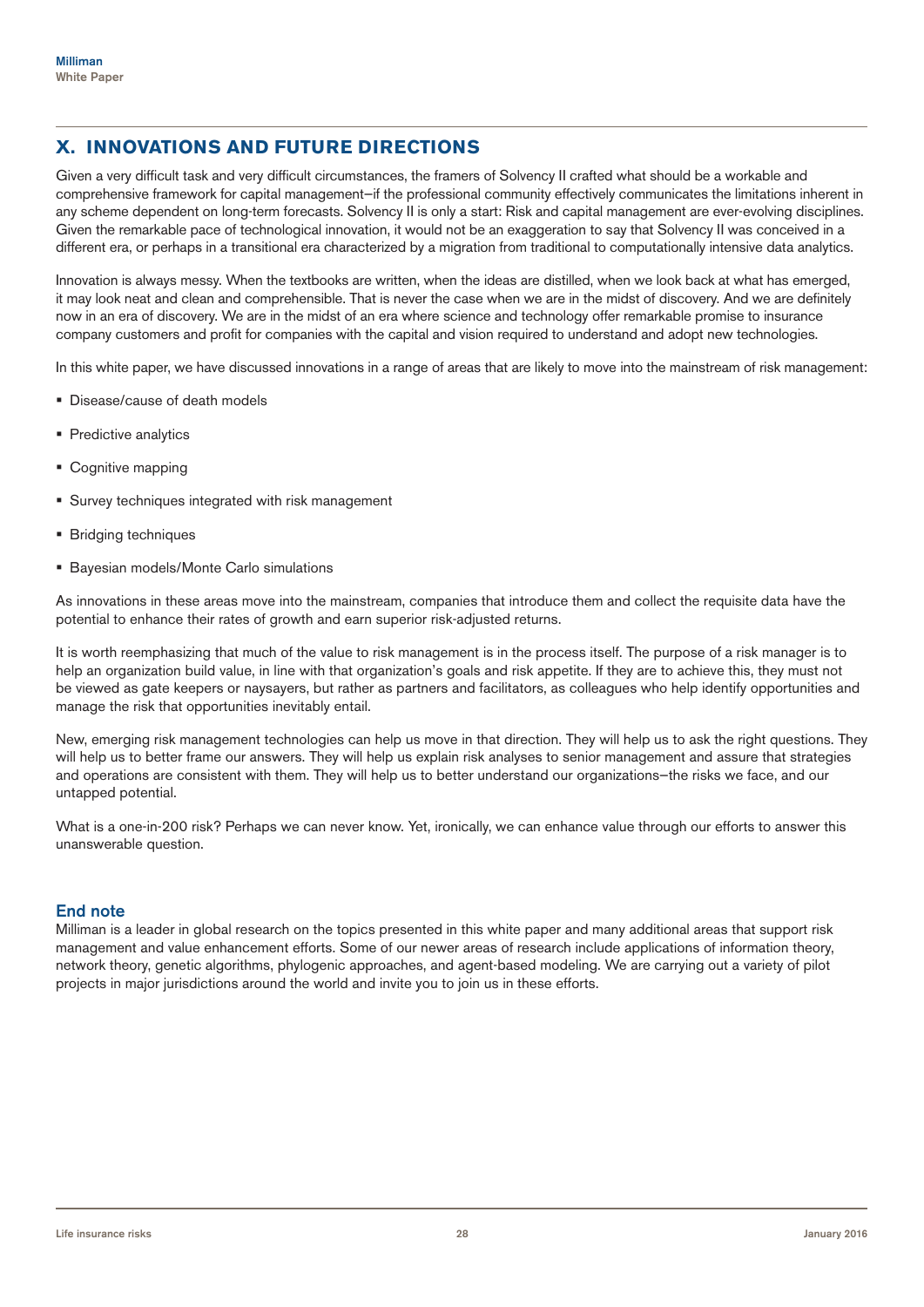## X. INNOVATIONS AND FUTURE DIRECTIONS

Given a very difficult task and very difficult circumstances, the framers of Solvency II crafted what should be a workable and comprehensive framework for capital management—if the professional community effectively communicates the limitations inherent in any scheme dependent on long-term forecasts. Solvency II is only a start: Risk and capital management are ever-evolving disciplines. Given the remarkable pace of technological innovation, it would not be an exaggeration to say that Solvency II was conceived in a different era, or perhaps in a transitional era characterized by a migration from traditional to computationally intensive data analytics.

Innovation is always messy. When the textbooks are written, when the ideas are distilled, when we look back at what has emerged, it may look neat and clean and comprehensible. That is never the case when we are in the midst of discovery. And we are definitely now in an era of discovery. We are in the midst of an era where science and technology offer remarkable promise to insurance company customers and profit for companies with the capital and vision required to understand and adopt new technologies.

In this white paper, we have discussed innovations in a range of areas that are likely to move into the mainstream of risk management:

- Disease/cause of death models
- Predictive analytics
- Cognitive mapping
- Survey techniques integrated with risk management
- Bridging techniques
- Bayesian models/Monte Carlo simulations

As innovations in these areas move into the mainstream, companies that introduce them and collect the requisite data have the potential to enhance their rates of growth and earn superior risk-adjusted returns.

It is worth reemphasizing that much of the value to risk management is in the process itself. The purpose of a risk manager is to help an organization build value, in line with that organization's goals and risk appetite. If they are to achieve this, they must not be viewed as gate keepers or naysayers, but rather as partners and facilitators, as colleagues who help identify opportunities and manage the risk that opportunities inevitably entail.

New, emerging risk management technologies can help us move in that direction. They will help us to ask the right questions. They will help us to better frame our answers. They will help us explain risk analyses to senior management and assure that strategies and operations are consistent with them. They will help us to better understand our organizations—the risks we face, and our untapped potential.

What is a one-in-200 risk? Perhaps we can never know. Yet, ironically, we can enhance value through our efforts to answer this unanswerable question.

### End note

Milliman is a leader in global research on the topics presented in this white paper and many additional areas that support risk management and value enhancement efforts. Some of our newer areas of research include applications of information theory, network theory, genetic algorithms, phylogenic approaches, and agent-based modeling. We are carrying out a variety of pilot projects in major jurisdictions around the world and invite you to join us in these efforts.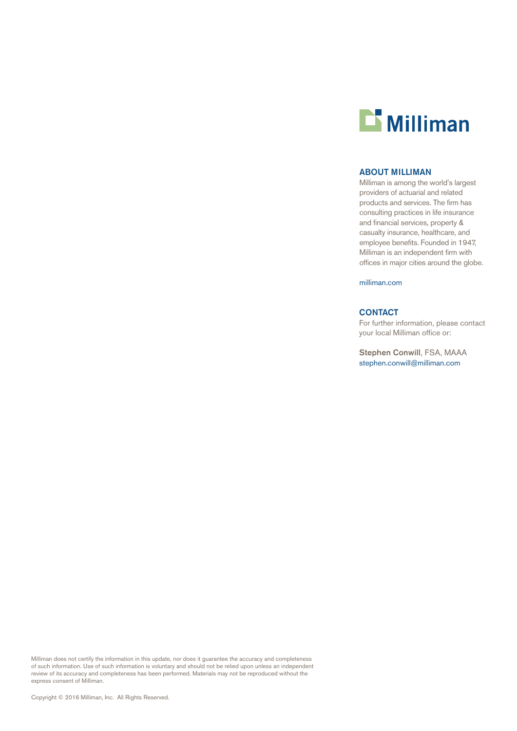Milliman

## ABOUT MILLIMAN

Milliman is among the world's largest providers of actuarial and related products and services. The firm has consulting practices in life insurance and financial services, property & casualty insurance, healthcare, and employee benefits. Founded in 1947, Milliman is an independent firm with offices in major cities around the globe.

milliman.com

## CONTACT

For further information, please contact your local Milliman office or:

**Stephen Conwill**, FSA, MAAA
stephen.conwill@milliman.com

Milliman does not certify the information in this update, nor does it guarantee the accuracy and completeness of such information. Use of such information is voluntary and should not be relied upon unless an independent review of its accuracy and completeness has been performed. Materials may not be reproduced without the express consent of Milliman.

Copyright © 2016 Milliman, Inc. All Rights Reserved.